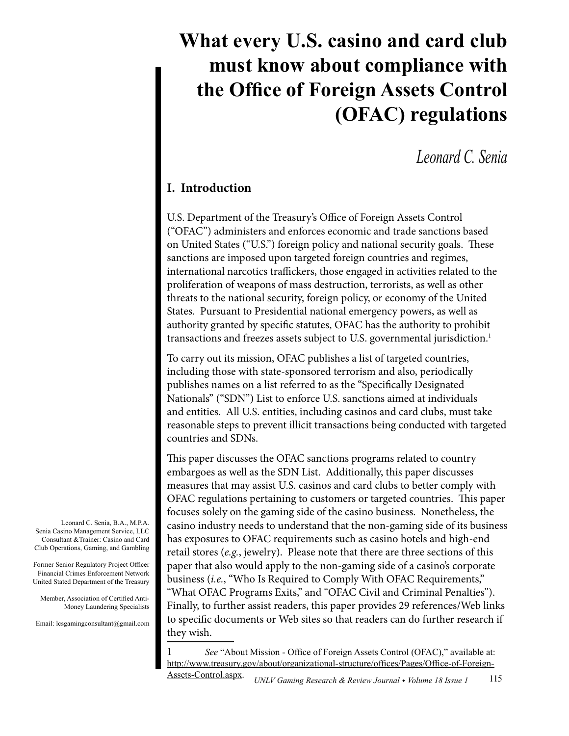# What every U.S. casino and card club must know about compliance with the Office of Foreign Assets Control (OFAC) regulations

*Leonard C. Senia*

Leonard C. Senia, B.A., M.P.A.
Senia Casino Management Service, LLC
Consultant &Trainer: Casino and Card Club Operations, Gaming, and Gambling

Former Senior Regulatory Project Officer
Financial Crimes Enforcement Network
United Stated Department of the Treasury

Member, Association of Certified Anti-Money Laundering Specialists

Email: lcsgamingconsultant@gmail.com

## I. Introduction

U.S. Department of the Treasury's Office of Foreign Assets Control ("OFAC") administers and enforces economic and trade sanctions based on United States ("U.S.") foreign policy and national security goals. These sanctions are imposed upon targeted foreign countries and regimes, international narcotics traffickers, those engaged in activities related to the proliferation of weapons of mass destruction, terrorists, as well as other threats to the national security, foreign policy, or economy of the United States. Pursuant to Presidential national emergency powers, as well as authority granted by specific statutes, OFAC has the authority to prohibit transactions and freezes assets subject to U.S. governmental jurisdiction.[1]

To carry out its mission, OFAC publishes a list of targeted countries, including those with state-sponsored terrorism and also, periodically publishes names on a list referred to as the "Specifically Designated Nationals" ("SDN") List to enforce U.S. sanctions aimed at individuals and entities. All U.S. entities, including casinos and card clubs, must take reasonable steps to prevent illicit transactions being conducted with targeted countries and SDNs.

This paper discusses the OFAC sanctions programs related to country embargoes as well as the SDN List. Additionally, this paper discusses measures that may assist U.S. casinos and card clubs to better comply with OFAC regulations pertaining to customers or targeted countries. This paper focuses solely on the gaming side of the casino business. Nonetheless, the casino industry needs to understand that the non-gaming side of its business has exposures to OFAC requirements such as casino hotels and high-end retail stores (*e.g.*, jewelry). Please note that there are three sections of this paper that also would apply to the non-gaming side of a casino's corporate business (*i.e.*, "Who Is Required to Comply With OFAC Requirements," "What OFAC Programs Exits," and "OFAC Civil and Criminal Penalties"). Finally, to further assist readers, this paper provides 29 references/Web links to specific documents or Web sites so that readers can do further research if they wish.

---

1 *See* "About Mission - Office of Foreign Assets Control (OFAC)," available at: http://www.treasury.gov/about/organizational-structure/offices/Pages/Office-of-Foreign-Assets-Control.aspx.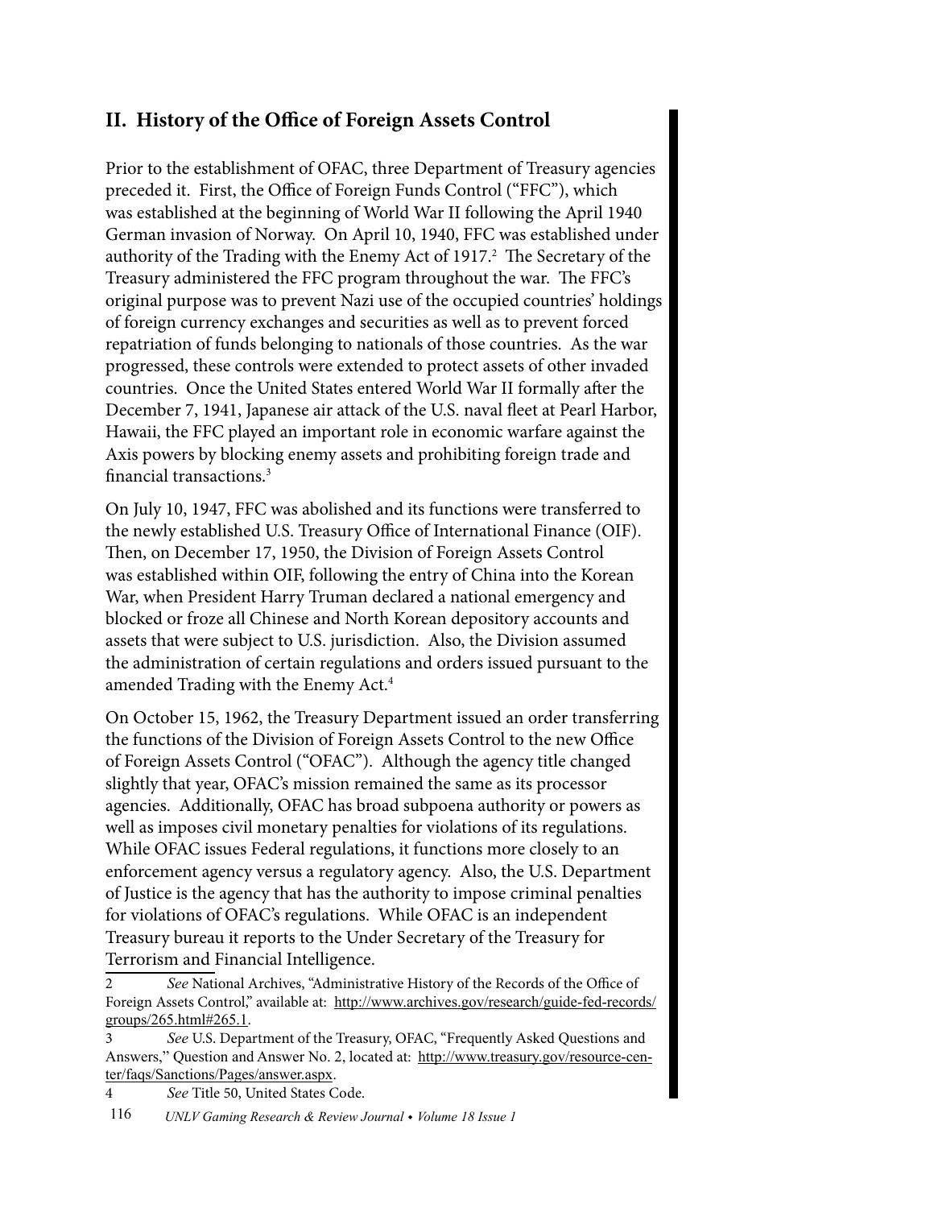## II. History of the Office of Foreign Assets Control

Prior to the establishment of OFAC, three Department of Treasury agencies preceded it. First, the Office of Foreign Funds Control ("FFC"), which was established at the beginning of World War II following the April 1940 German invasion of Norway. On April 10, 1940, FFC was established under authority of the Trading with the Enemy Act of 1917.[2] The Secretary of the Treasury administered the FFC program throughout the war. The FFC's original purpose was to prevent Nazi use of the occupied countries' holdings of foreign currency exchanges and securities as well as to prevent forced repatriation of funds belonging to nationals of those countries. As the war progressed, these controls were extended to protect assets of other invaded countries. Once the United States entered World War II formally after the December 7, 1941, Japanese air attack of the U.S. naval fleet at Pearl Harbor, Hawaii, the FFC played an important role in economic warfare against the Axis powers by blocking enemy assets and prohibiting foreign trade and financial transactions.[3]

On July 10, 1947, FFC was abolished and its functions were transferred to the newly established U.S. Treasury Office of International Finance (OIF). Then, on December 17, 1950, the Division of Foreign Assets Control was established within OIF, following the entry of China into the Korean War, when President Harry Truman declared a national emergency and blocked or froze all Chinese and North Korean depository accounts and assets that were subject to U.S. jurisdiction. Also, the Division assumed the administration of certain regulations and orders issued pursuant to the amended Trading with the Enemy Act.[4]

On October 15, 1962, the Treasury Department issued an order transferring the functions of the Division of Foreign Assets Control to the new Office of Foreign Assets Control ("OFAC"). Although the agency title changed slightly that year, OFAC's mission remained the same as its processor agencies. Additionally, OFAC has broad subpoena authority or powers as well as imposes civil monetary penalties for violations of its regulations. While OFAC issues Federal regulations, it functions more closely to an enforcement agency versus a regulatory agency. Also, the U.S. Department of Justice is the agency that has the authority to impose criminal penalties for violations of OFAC's regulations. While OFAC is an independent Treasury bureau it reports to the Under Secretary of the Treasury for Terrorism and Financial Intelligence.

2 *See* National Archives, "Administrative History of the Records of the Office of Foreign Assets Control," available at: http://www.archives.gov/research/guide-fed-records/groups/265.html#265.1.

3 *See* U.S. Department of the Treasury, OFAC, "Frequently Asked Questions and Answers," Question and Answer No. 2, located at: http://www.treasury.gov/resource-center/faqs/Sanctions/Pages/answer.aspx.

4 *See* Title 50, United States Code.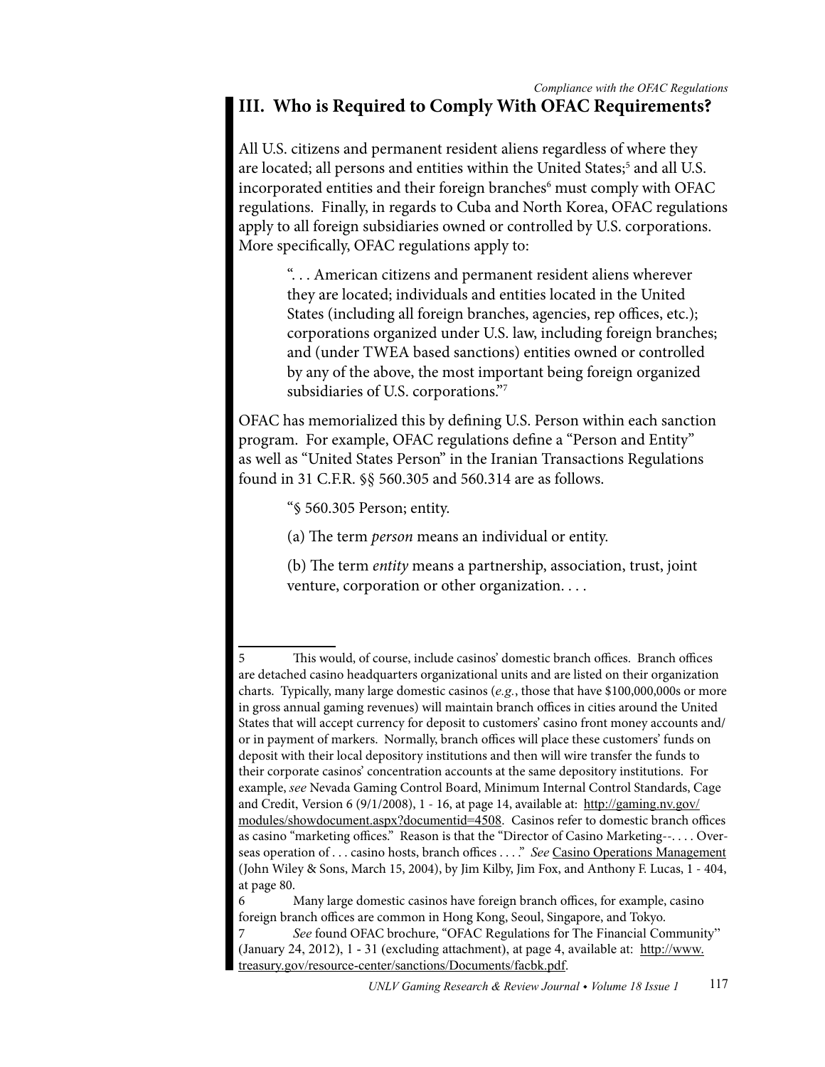## III. Who is Required to Comply With OFAC Requirements?

All U.S. citizens and permanent resident aliens regardless of where they are located; all persons and entities within the United States;[5] and all U.S. incorporated entities and their foreign branches[6] must comply with OFAC regulations. Finally, in regards to Cuba and North Korea, OFAC regulations apply to all foreign subsidiaries owned or controlled by U.S. corporations. More specifically, OFAC regulations apply to:

> ". . . American citizens and permanent resident aliens wherever they are located; individuals and entities located in the United States (including all foreign branches, agencies, rep offices, etc.); corporations organized under U.S. law, including foreign branches; and (under TWEA based sanctions) entities owned or controlled by any of the above, the most important being foreign organized subsidiaries of U.S. corporations."[7]

OFAC has memorialized this by defining U.S. Person within each sanction program. For example, OFAC regulations define a "Person and Entity" as well as "United States Person" in the Iranian Transactions Regulations found in 31 C.F.R. §§ 560.305 and 560.314 are as follows.

> "§ 560.305 Person; entity.
>
> (a) The term *person* means an individual or entity.
>
> (b) The term *entity* means a partnership, association, trust, joint venture, corporation or other organization. . . .

---

5 This would, of course, include casinos' domestic branch offices. Branch offices are detached casino headquarters organizational units and are listed on their organization charts. Typically, many large domestic casinos (*e.g.*, those that have $100,000,000s or more in gross annual gaming revenues) will maintain branch offices in cities around the United States that will accept currency for deposit to customers' casino front money accounts and/or in payment of markers. Normally, branch offices will place these customers' funds on deposit with their local depository institutions and then will wire transfer the funds to their corporate casinos' concentration accounts at the same depository institutions. For example, *see* Nevada Gaming Control Board, Minimum Internal Control Standards, Cage and Credit, Version 6 (9/1/2008), 1 - 16, at page 14, available at: http://gaming.nv.gov/modules/showdocument.aspx?documentid=4508. Casinos refer to domestic branch offices as casino "marketing offices." Reason is that the "Director of Casino Marketing--. . . . Overseas operation of . . . casino hosts, branch offices . . . ." *See* Casino Operations Management (John Wiley & Sons, March 15, 2004), by Jim Kilby, Jim Fox, and Anthony F. Lucas, 1 - 404, at page 80.

6 Many large domestic casinos have foreign branch offices, for example, casino foreign branch offices are common in Hong Kong, Seoul, Singapore, and Tokyo.

7 *See* found OFAC brochure, "OFAC Regulations for The Financial Community" (January 24, 2012), 1 - 31 (excluding attachment), at page 4, available at: http://www.treasury.gov/resource-center/sanctions/Documents/facbk.pdf.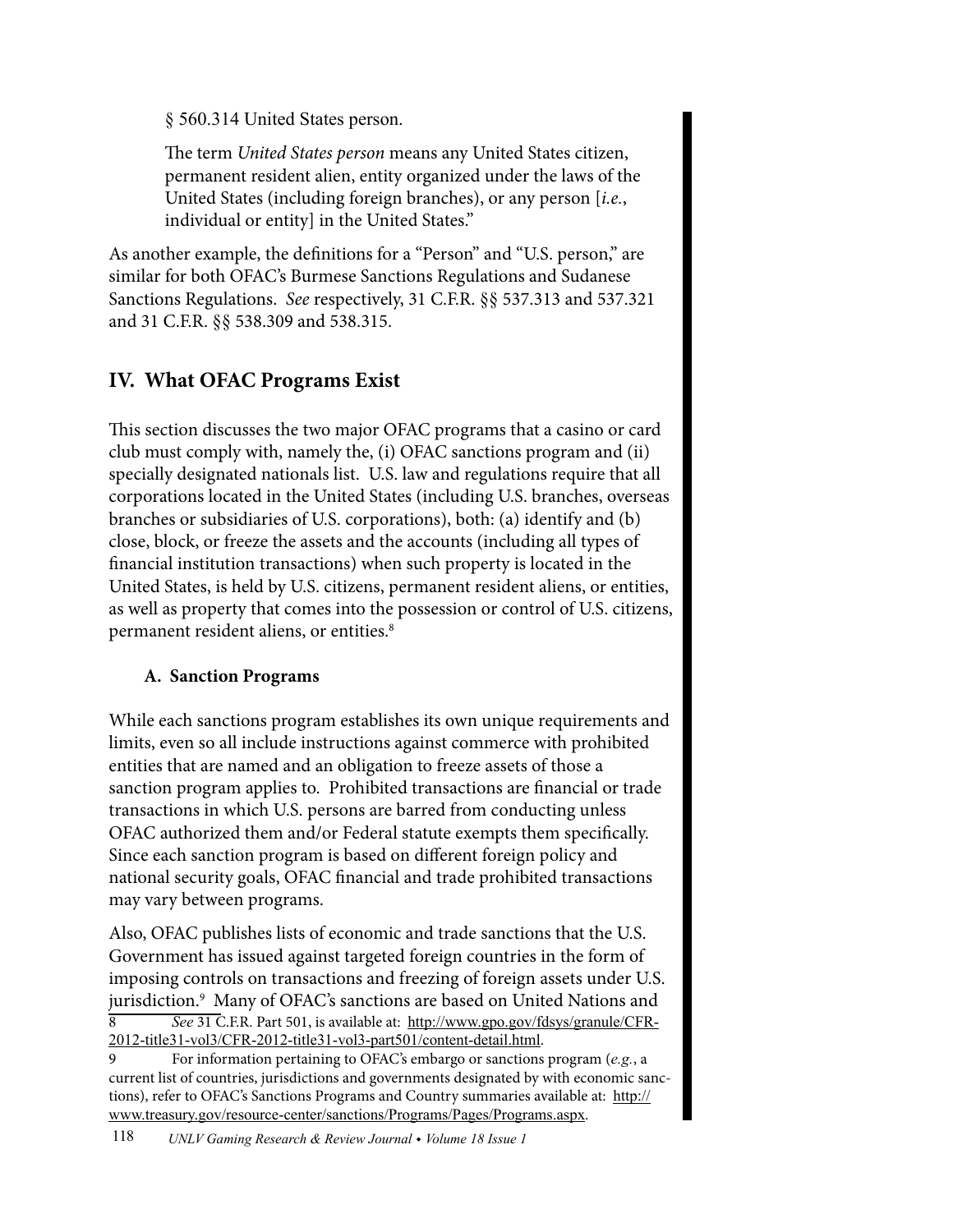§ 560.314 United States person.

The term *United States person* means any United States citizen, permanent resident alien, entity organized under the laws of the United States (including foreign branches), or any person [*i.e.*, individual or entity] in the United States."

As another example, the definitions for a "Person" and "U.S. person," are similar for both OFAC's Burmese Sanctions Regulations and Sudanese Sanctions Regulations. *See* respectively, 31 C.F.R. §§ 537.313 and 537.321 and 31 C.F.R. §§ 538.309 and 538.315.

## IV. What OFAC Programs Exist

This section discusses the two major OFAC programs that a casino or card club must comply with, namely the, (i) OFAC sanctions program and (ii) specially designated nationals list. U.S. law and regulations require that all corporations located in the United States (including U.S. branches, overseas branches or subsidiaries of U.S. corporations), both: (a) identify and (b) close, block, or freeze the assets and the accounts (including all types of financial institution transactions) when such property is located in the United States, is held by U.S. citizens, permanent resident aliens, or entities, as well as property that comes into the possession or control of U.S. citizens, permanent resident aliens, or entities.[8]

### A. Sanction Programs

While each sanctions program establishes its own unique requirements and limits, even so all include instructions against commerce with prohibited entities that are named and an obligation to freeze assets of those a sanction program applies to. Prohibited transactions are financial or trade transactions in which U.S. persons are barred from conducting unless OFAC authorized them and/or Federal statute exempts them specifically. Since each sanction program is based on different foreign policy and national security goals, OFAC financial and trade prohibited transactions may vary between programs.

Also, OFAC publishes lists of economic and trade sanctions that the U.S. Government has issued against targeted foreign countries in the form of imposing controls on transactions and freezing of foreign assets under U.S. jurisdiction.[9] Many of OFAC's sanctions are based on United Nations and

[8] *See* 31 C.F.R. Part 501, is available at: http://www.gpo.gov/fdsys/granule/CFR-2012-title31-vol3/CFR-2012-title31-vol3-part501/content-detail.html.

[9] For information pertaining to OFAC's embargo or sanctions program (*e.g.*, a current list of countries, jurisdictions and governments designated by with economic sanctions), refer to OFAC's Sanctions Programs and Country summaries available at: http://www.treasury.gov/resource-center/sanctions/Programs/Pages/Programs.aspx.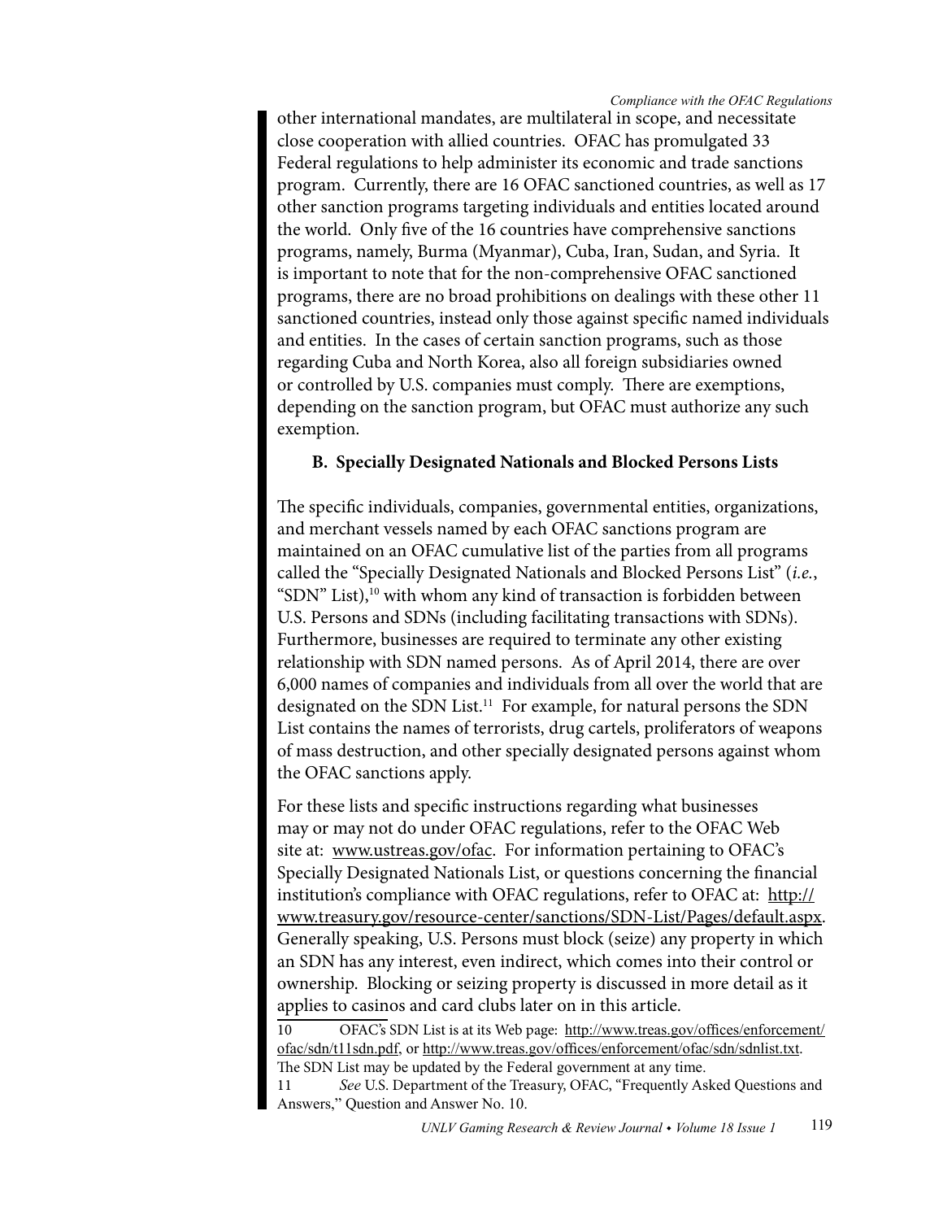other international mandates, are multilateral in scope, and necessitate close cooperation with allied countries. OFAC has promulgated 33 Federal regulations to help administer its economic and trade sanctions program. Currently, there are 16 OFAC sanctioned countries, as well as 17 other sanction programs targeting individuals and entities located around the world. Only five of the 16 countries have comprehensive sanctions programs, namely, Burma (Myanmar), Cuba, Iran, Sudan, and Syria. It is important to note that for the non-comprehensive OFAC sanctioned programs, there are no broad prohibitions on dealings with these other 11 sanctioned countries, instead only those against specific named individuals and entities. In the cases of certain sanction programs, such as those regarding Cuba and North Korea, also all foreign subsidiaries owned or controlled by U.S. companies must comply. There are exemptions, depending on the sanction program, but OFAC must authorize any such exemption.

### B. Specially Designated Nationals and Blocked Persons Lists

The specific individuals, companies, governmental entities, organizations, and merchant vessels named by each OFAC sanctions program are maintained on an OFAC cumulative list of the parties from all programs called the "Specially Designated Nationals and Blocked Persons List" (*i.e.*, "SDN" List),[10] with whom any kind of transaction is forbidden between U.S. Persons and SDNs (including facilitating transactions with SDNs). Furthermore, businesses are required to terminate any other existing relationship with SDN named persons. As of April 2014, there are over 6,000 names of companies and individuals from all over the world that are designated on the SDN List.[11] For example, for natural persons the SDN List contains the names of terrorists, drug cartels, proliferators of weapons of mass destruction, and other specially designated persons against whom the OFAC sanctions apply.

For these lists and specific instructions regarding what businesses may or may not do under OFAC regulations, refer to the OFAC Web site at: www.ustreas.gov/ofac. For information pertaining to OFAC's Specially Designated Nationals List, or questions concerning the financial institution's compliance with OFAC regulations, refer to OFAC at: http://www.treasury.gov/resource-center/sanctions/SDN-List/Pages/default.aspx. Generally speaking, U.S. Persons must block (seize) any property in which an SDN has any interest, even indirect, which comes into their control or ownership. Blocking or seizing property is discussed in more detail as it applies to casinos and card clubs later on in this article.

---

10 OFAC's SDN List is at its Web page: http://www.treas.gov/offices/enforcement/ofac/sdn/t11sdn.pdf, or http://www.treas.gov/offices/enforcement/ofac/sdn/sdnlist.txt. The SDN List may be updated by the Federal government at any time.

11 *See* U.S. Department of the Treasury, OFAC, "Frequently Asked Questions and Answers," Question and Answer No. 10.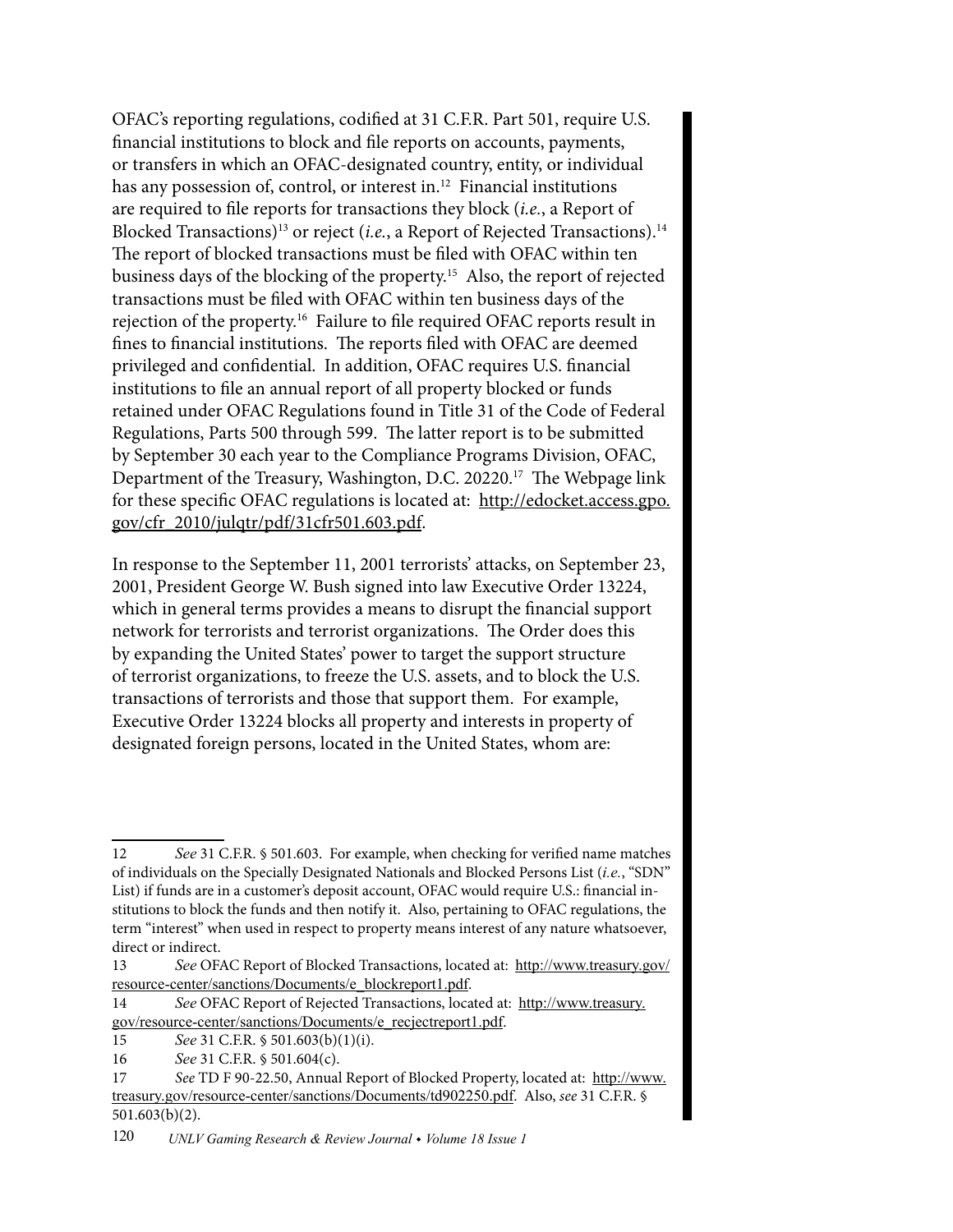OFAC's reporting regulations, codified at 31 C.F.R. Part 501, require U.S. financial institutions to block and file reports on accounts, payments, or transfers in which an OFAC-designated country, entity, or individual has any possession of, control, or interest in.[12] Financial institutions are required to file reports for transactions they block (*i.e.*, a Report of Blocked Transactions)[13] or reject (*i.e.*, a Report of Rejected Transactions).[14] The report of blocked transactions must be filed with OFAC within ten business days of the blocking of the property.[15] Also, the report of rejected transactions must be filed with OFAC within ten business days of the rejection of the property.[16] Failure to file required OFAC reports result in fines to financial institutions. The reports filed with OFAC are deemed privileged and confidential. In addition, OFAC requires U.S. financial institutions to file an annual report of all property blocked or funds retained under OFAC Regulations found in Title 31 of the Code of Federal Regulations, Parts 500 through 599. The latter report is to be submitted by September 30 each year to the Compliance Programs Division, OFAC, Department of the Treasury, Washington, D.C. 20220.[17] The Webpage link for these specific OFAC regulations is located at: http://edocket.access.gpo.gov/cfr_2010/julqtr/pdf/31cfr501.603.pdf.

In response to the September 11, 2001 terrorists' attacks, on September 23, 2001, President George W. Bush signed into law Executive Order 13224, which in general terms provides a means to disrupt the financial support network for terrorists and terrorist organizations. The Order does this by expanding the United States' power to target the support structure of terrorist organizations, to freeze the U.S. assets, and to block the U.S. transactions of terrorists and those that support them. For example, Executive Order 13224 blocks all property and interests in property of designated foreign persons, located in the United States, whom are:

---

12 *See* 31 C.F.R. § 501.603. For example, when checking for verified name matches of individuals on the Specially Designated Nationals and Blocked Persons List (*i.e.*, "SDN" List) if funds are in a customer's deposit account, OFAC would require U.S.: financial institutions to block the funds and then notify it. Also, pertaining to OFAC regulations, the term "interest" when used in respect to property means interest of any nature whatsoever, direct or indirect.

13 *See* OFAC Report of Blocked Transactions, located at: http://www.treasury.gov/resource-center/sanctions/Documents/e_blockreport1.pdf.

14 *See* OFAC Report of Rejected Transactions, located at: http://www.treasury.gov/resource-center/sanctions/Documents/e_recjectreport1.pdf.

15 *See* 31 C.F.R. § 501.603(b)(1)(i).

16 *See* 31 C.F.R. § 501.604(c).

17 *See* TD F 90-22.50, Annual Report of Blocked Property, located at: http://www.treasury.gov/resource-center/sanctions/Documents/td902250.pdf. Also, *see* 31 C.F.R. § 501.603(b)(2).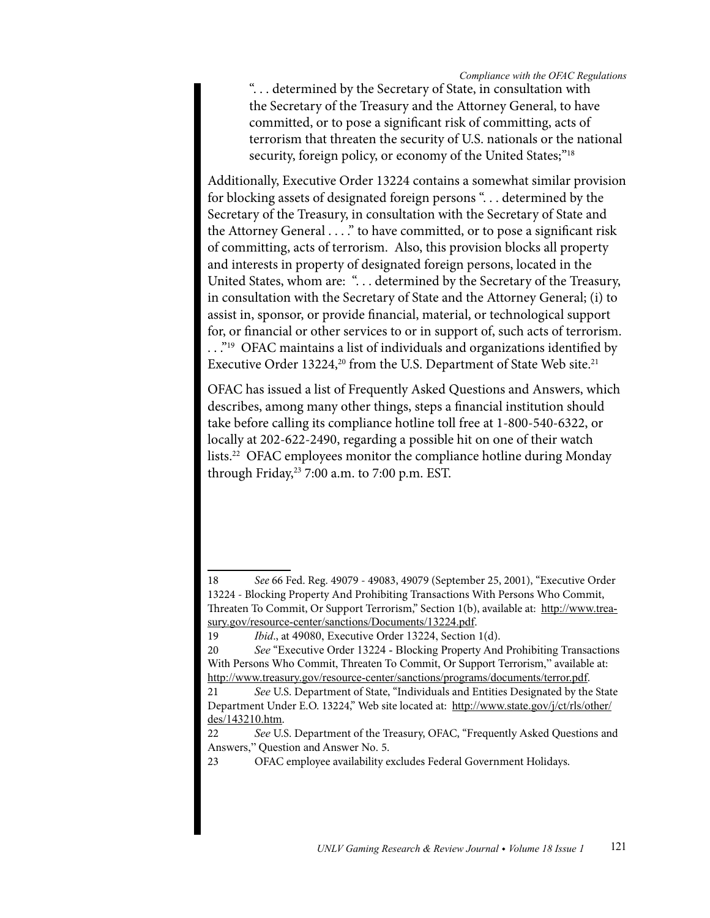> ". . . determined by the Secretary of State, in consultation with the Secretary of the Treasury and the Attorney General, to have committed, or to pose a significant risk of committing, acts of terrorism that threaten the security of U.S. nationals or the national security, foreign policy, or economy of the United States;"[18]

Additionally, Executive Order 13224 contains a somewhat similar provision for blocking assets of designated foreign persons ". . . determined by the Secretary of the Treasury, in consultation with the Secretary of State and the Attorney General . . . ." to have committed, or to pose a significant risk of committing, acts of terrorism. Also, this provision blocks all property and interests in property of designated foreign persons, located in the United States, whom are: ". . . determined by the Secretary of the Treasury, in consultation with the Secretary of State and the Attorney General; (i) to assist in, sponsor, or provide financial, material, or technological support for, or financial or other services to or in support of, such acts of terrorism. . . ."[19] OFAC maintains a list of individuals and organizations identified by Executive Order 13224,[20] from the U.S. Department of State Web site.[21]

OFAC has issued a list of Frequently Asked Questions and Answers, which describes, among many other things, steps a financial institution should take before calling its compliance hotline toll free at 1-800-540-6322, or locally at 202-622-2490, regarding a possible hit on one of their watch lists.[22] OFAC employees monitor the compliance hotline during Monday through Friday,[23] 7:00 a.m. to 7:00 p.m. EST.

---

18 *See* 66 Fed. Reg. 49079 - 49083, 49079 (September 25, 2001), "Executive Order 13224 - Blocking Property And Prohibiting Transactions With Persons Who Commit, Threaten To Commit, Or Support Terrorism," Section 1(b), available at: http://www.treasury.gov/resource-center/sanctions/Documents/13224.pdf.

19 *Ibid*., at 49080, Executive Order 13224, Section 1(d).

20 *See* "Executive Order 13224 - Blocking Property And Prohibiting Transactions With Persons Who Commit, Threaten To Commit, Or Support Terrorism," available at: http://www.treasury.gov/resource-center/sanctions/programs/documents/terror.pdf.

21 *See* U.S. Department of State, "Individuals and Entities Designated by the State Department Under E.O. 13224," Web site located at: http://www.state.gov/j/ct/rls/other/des/143210.htm.

22 *See* U.S. Department of the Treasury, OFAC, "Frequently Asked Questions and Answers," Question and Answer No. 5.

23 OFAC employee availability excludes Federal Government Holidays.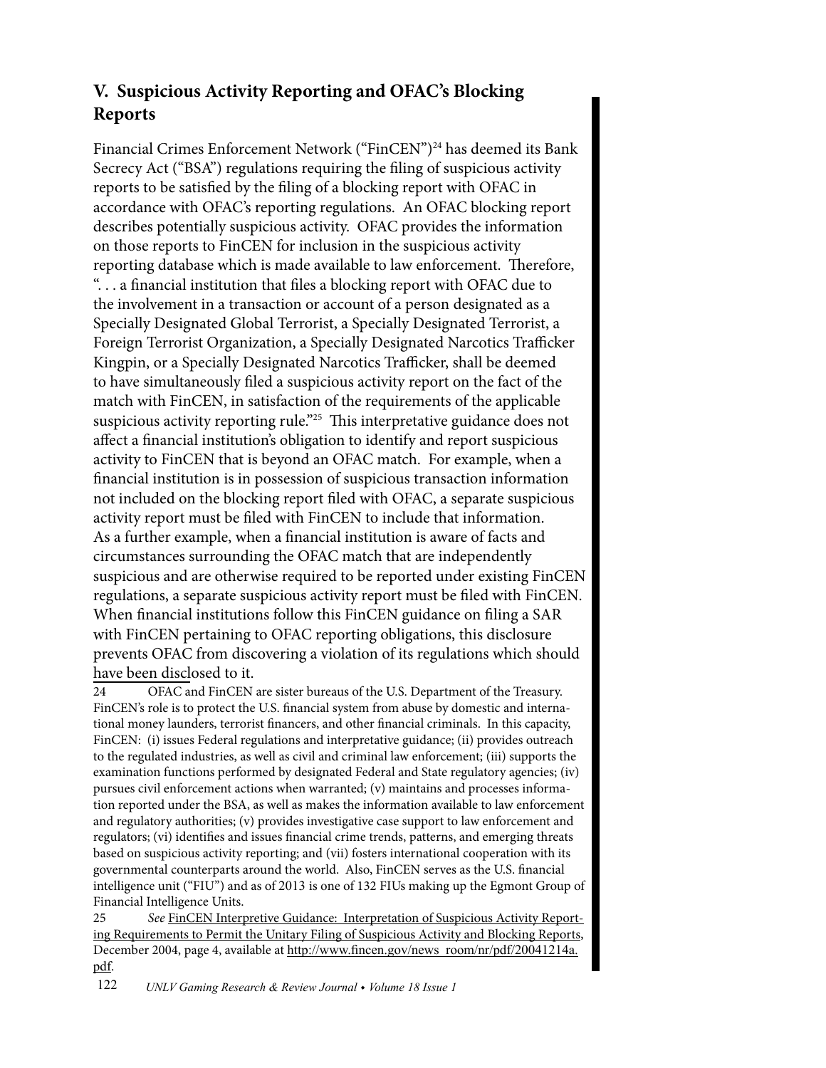## V. Suspicious Activity Reporting and OFAC's Blocking Reports

Financial Crimes Enforcement Network ("FinCEN")[24] has deemed its Bank Secrecy Act ("BSA") regulations requiring the filing of suspicious activity reports to be satisfied by the filing of a blocking report with OFAC in accordance with OFAC's reporting regulations. An OFAC blocking report describes potentially suspicious activity. OFAC provides the information on those reports to FinCEN for inclusion in the suspicious activity reporting database which is made available to law enforcement. Therefore, ". . . a financial institution that files a blocking report with OFAC due to the involvement in a transaction or account of a person designated as a Specially Designated Global Terrorist, a Specially Designated Terrorist, a Foreign Terrorist Organization, a Specially Designated Narcotics Trafficker Kingpin, or a Specially Designated Narcotics Trafficker, shall be deemed to have simultaneously filed a suspicious activity report on the fact of the match with FinCEN, in satisfaction of the requirements of the applicable suspicious activity reporting rule."[25] This interpretative guidance does not affect a financial institution's obligation to identify and report suspicious activity to FinCEN that is beyond an OFAC match. For example, when a financial institution is in possession of suspicious transaction information not included on the blocking report filed with OFAC, a separate suspicious activity report must be filed with FinCEN to include that information. As a further example, when a financial institution is aware of facts and circumstances surrounding the OFAC match that are independently suspicious and are otherwise required to be reported under existing FinCEN regulations, a separate suspicious activity report must be filed with FinCEN. When financial institutions follow this FinCEN guidance on filing a SAR with FinCEN pertaining to OFAC reporting obligations, this disclosure prevents OFAC from discovering a violation of its regulations which should have been disclosed to it.

24 OFAC and FinCEN are sister bureaus of the U.S. Department of the Treasury. FinCEN's role is to protect the U.S. financial system from abuse by domestic and international money launderers, terrorist financers, and other financial criminals. In this capacity, FinCEN: (i) issues Federal regulations and interpretative guidance; (ii) provides outreach to the regulated industries, as well as civil and criminal law enforcement; (iii) supports the examination functions performed by designated Federal and State regulatory agencies; (iv) pursues civil enforcement actions when warranted; (v) maintains and processes information reported under the BSA, as well as makes the information available to law enforcement and regulatory authorities; (v) provides investigative case support to law enforcement and regulators; (vi) identifies and issues financial crime trends, patterns, and emerging threats based on suspicious activity reporting; and (vii) fosters international cooperation with its governmental counterparts around the world. Also, FinCEN serves as the U.S. financial intelligence unit ("FIU") and as of 2013 is one of 132 FIUs making up the Egmont Group of Financial Intelligence Units.

25 *See* FinCEN Interpretive Guidance: Interpretation of Suspicious Activity Reporting Requirements to Permit the Unitary Filing of Suspicious Activity and Blocking Reports, December 2004, page 4, available at http://www.fincen.gov/news_room/nr/pdf/20041214a.pdf.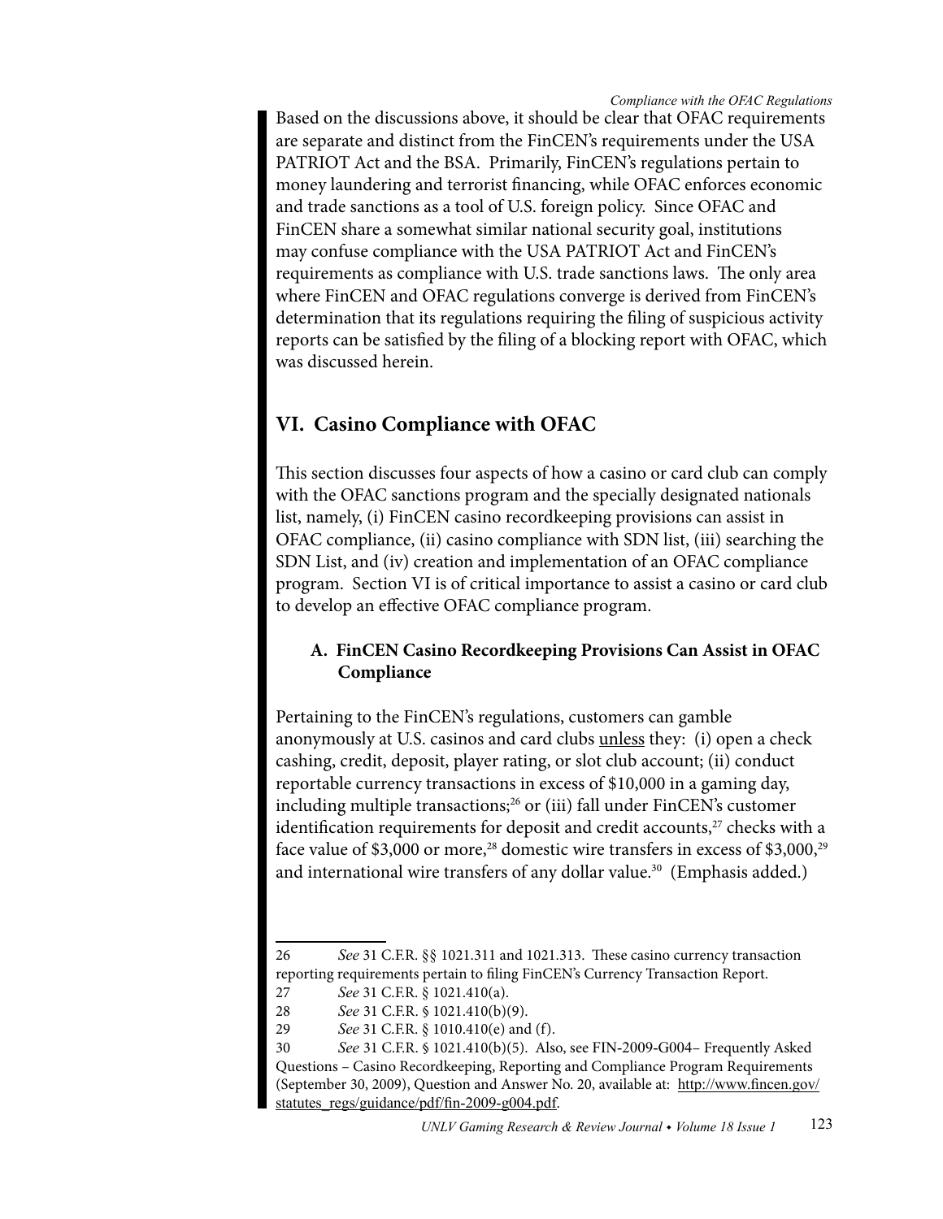Based on the discussions above, it should be clear that OFAC requirements are separate and distinct from the FinCEN's requirements under the USA PATRIOT Act and the BSA. Primarily, FinCEN's regulations pertain to money laundering and terrorist financing, while OFAC enforces economic and trade sanctions as a tool of U.S. foreign policy. Since OFAC and FinCEN share a somewhat similar national security goal, institutions may confuse compliance with the USA PATRIOT Act and FinCEN's requirements as compliance with U.S. trade sanctions laws. The only area where FinCEN and OFAC regulations converge is derived from FinCEN's determination that its regulations requiring the filing of suspicious activity reports can be satisfied by the filing of a blocking report with OFAC, which was discussed herein.

## VI. Casino Compliance with OFAC

This section discusses four aspects of how a casino or card club can comply with the OFAC sanctions program and the specially designated nationals list, namely, (i) FinCEN casino recordkeeping provisions can assist in OFAC compliance, (ii) casino compliance with SDN list, (iii) searching the SDN List, and (iv) creation and implementation of an OFAC compliance program. Section VI is of critical importance to assist a casino or card club to develop an effective OFAC compliance program.

### A. FinCEN Casino Recordkeeping Provisions Can Assist in OFAC Compliance

Pertaining to the FinCEN's regulations, customers can gamble anonymously at U.S. casinos and card clubs <u>unless</u> they: (i) open a check cashing, credit, deposit, player rating, or slot club account; (ii) conduct reportable currency transactions in excess of \$10,000 in a gaming day, including multiple transactions;[26] or (iii) fall under FinCEN's customer identification requirements for deposit and credit accounts,[27] checks with a face value of \$3,000 or more,[28] domestic wire transfers in excess of \$3,000,[29] and international wire transfers of any dollar value.[30] (Emphasis added.)

---

26 *See* 31 C.F.R. §§ 1021.311 and 1021.313. These casino currency transaction reporting requirements pertain to filing FinCEN's Currency Transaction Report.

27 *See* 31 C.F.R. § 1021.410(a).

28 *See* 31 C.F.R. § 1021.410(b)(9).

29 *See* 31 C.F.R. § 1010.410(e) and (f).

30 *See* 31 C.F.R. § 1021.410(b)(5). Also, see FIN-2009-G004– Frequently Asked Questions – Casino Recordkeeping, Reporting and Compliance Program Requirements (September 30, 2009), Question and Answer No. 20, available at: http://www.fincen.gov/statutes_regs/guidance/pdf/fin-2009-g004.pdf.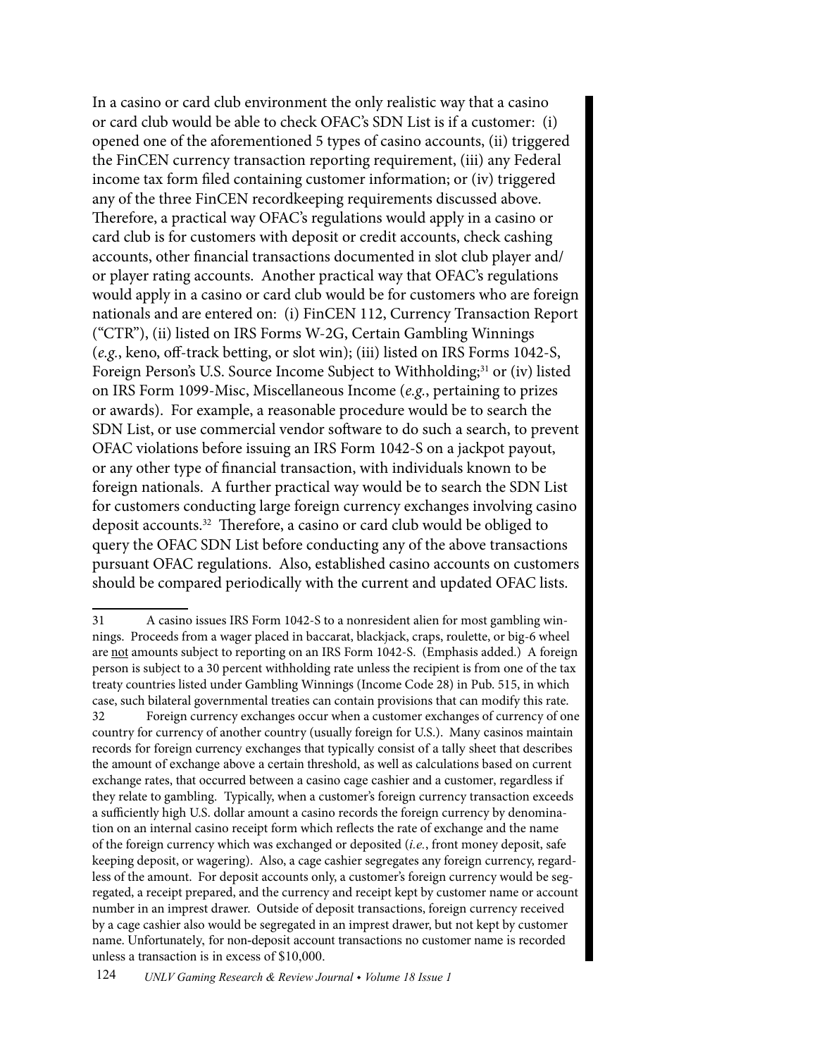In a casino or card club environment the only realistic way that a casino or card club would be able to check OFAC's SDN List is if a customer: (i) opened one of the aforementioned 5 types of casino accounts, (ii) triggered the FinCEN currency transaction reporting requirement, (iii) any Federal income tax form filed containing customer information; or (iv) triggered any of the three FinCEN recordkeeping requirements discussed above. Therefore, a practical way OFAC's regulations would apply in a casino or card club is for customers with deposit or credit accounts, check cashing accounts, other financial transactions documented in slot club player and/or player rating accounts. Another practical way that OFAC's regulations would apply in a casino or card club would be for customers who are foreign nationals and are entered on: (i) FinCEN 112, Currency Transaction Report ("CTR"), (ii) listed on IRS Forms W-2G, Certain Gambling Winnings (*e.g.*, keno, off-track betting, or slot win); (iii) listed on IRS Forms 1042-S, Foreign Person's U.S. Source Income Subject to Withholding;[31] or (iv) listed on IRS Form 1099-Misc, Miscellaneous Income (*e.g.*, pertaining to prizes or awards). For example, a reasonable procedure would be to search the SDN List, or use commercial vendor software to do such a search, to prevent OFAC violations before issuing an IRS Form 1042-S on a jackpot payout, or any other type of financial transaction, with individuals known to be foreign nationals. A further practical way would be to search the SDN List for customers conducting large foreign currency exchanges involving casino deposit accounts.[32] Therefore, a casino or card club would be obliged to query the OFAC SDN List before conducting any of the above transactions pursuant OFAC regulations. Also, established casino accounts on customers should be compared periodically with the current and updated OFAC lists.

---

31 A casino issues IRS Form 1042-S to a nonresident alien for most gambling winnings. Proceeds from a wager placed in baccarat, blackjack, craps, roulette, or big-6 wheel are <u>not</u> amounts subject to reporting on an IRS Form 1042-S. (Emphasis added.) A foreign person is subject to a 30 percent withholding rate unless the recipient is from one of the tax treaty countries listed under Gambling Winnings (Income Code 28) in Pub. 515, in which case, such bilateral governmental treaties can contain provisions that can modify this rate.

32 Foreign currency exchanges occur when a customer exchanges of currency of one country for currency of another country (usually foreign for U.S.). Many casinos maintain records for foreign currency exchanges that typically consist of a tally sheet that describes the amount of exchange above a certain threshold, as well as calculations based on current exchange rates, that occurred between a casino cage cashier and a customer, regardless if they relate to gambling. Typically, when a customer's foreign currency transaction exceeds a sufficiently high U.S. dollar amount a casino records the foreign currency by denomination on an internal casino receipt form which reflects the rate of exchange and the name of the foreign currency which was exchanged or deposited (*i.e.*, front money deposit, safe keeping deposit, or wagering). Also, a cage cashier segregates any foreign currency, regardless of the amount. For deposit accounts only, a customer's foreign currency would be segregated, a receipt prepared, and the currency and receipt kept by customer name or account number in an imprest drawer. Outside of deposit transactions, foreign currency received by a cage cashier also would be segregated in an imprest drawer, but not kept by customer name. Unfortunately, for non-deposit account transactions no customer name is recorded unless a transaction is in excess of $10,000.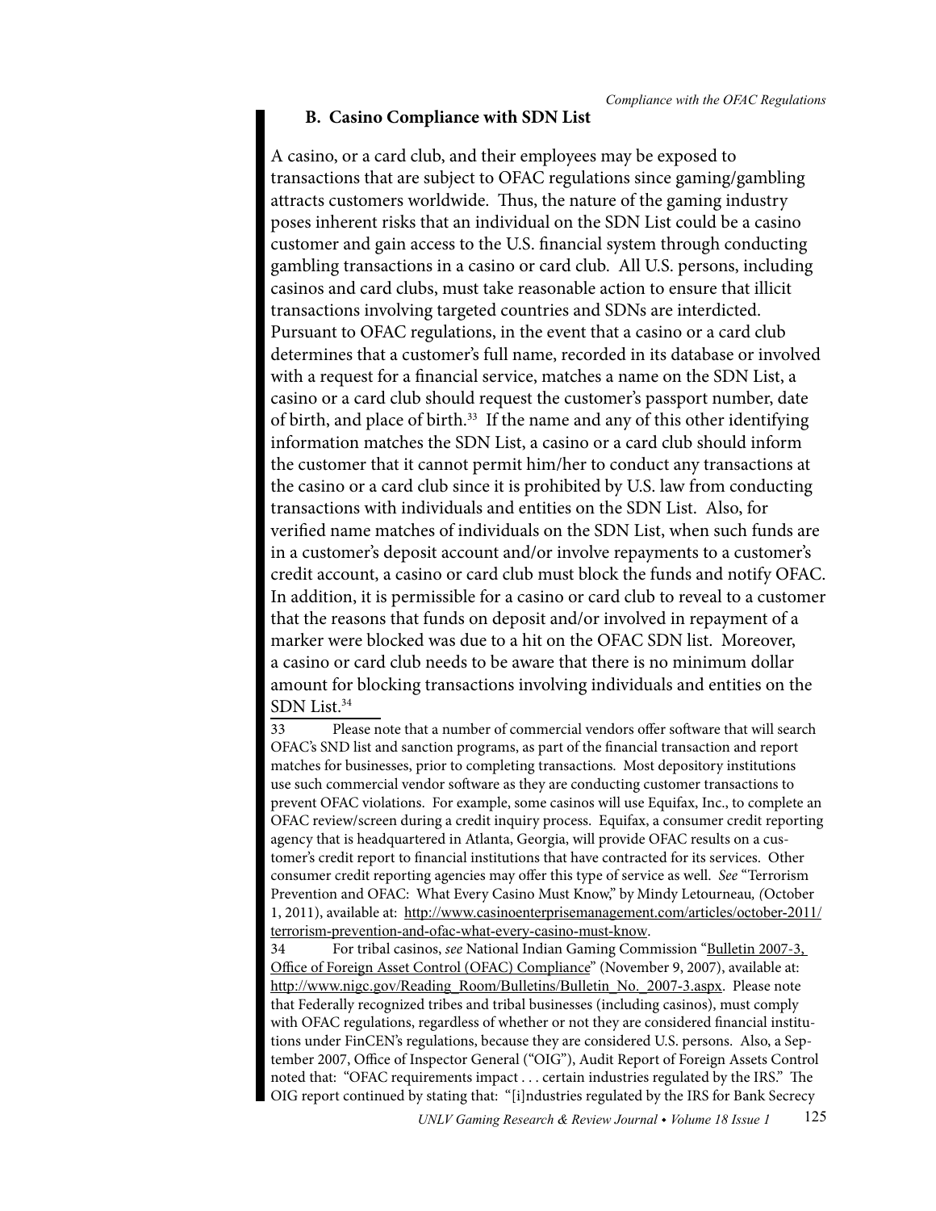### B. Casino Compliance with SDN List

A casino, or a card club, and their employees may be exposed to transactions that are subject to OFAC regulations since gaming/gambling attracts customers worldwide. Thus, the nature of the gaming industry poses inherent risks that an individual on the SDN List could be a casino customer and gain access to the U.S. financial system through conducting gambling transactions in a casino or card club. All U.S. persons, including casinos and card clubs, must take reasonable action to ensure that illicit transactions involving targeted countries and SDNs are interdicted. Pursuant to OFAC regulations, in the event that a casino or a card club determines that a customer's full name, recorded in its database or involved with a request for a financial service, matches a name on the SDN List, a casino or a card club should request the customer's passport number, date of birth, and place of birth.[33] If the name and any of this other identifying information matches the SDN List, a casino or a card club should inform the customer that it cannot permit him/her to conduct any transactions at the casino or a card club since it is prohibited by U.S. law from conducting transactions with individuals and entities on the SDN List. Also, for verified name matches of individuals on the SDN List, when such funds are in a customer's deposit account and/or involve repayments to a customer's credit account, a casino or card club must block the funds and notify OFAC. In addition, it is permissible for a casino or card club to reveal to a customer that the reasons that funds on deposit and/or involved in repayment of a marker were blocked was due to a hit on the OFAC SDN list. Moreover, a casino or card club needs to be aware that there is no minimum dollar amount for blocking transactions involving individuals and entities on the SDN List.[34]

---

33 Please note that a number of commercial vendors offer software that will search OFAC's SND list and sanction programs, as part of the financial transaction and report matches for businesses, prior to completing transactions. Most depository institutions use such commercial vendor software as they are conducting customer transactions to prevent OFAC violations. For example, some casinos will use Equifax, Inc., to complete an OFAC review/screen during a credit inquiry process. Equifax, a consumer credit reporting agency that is headquartered in Atlanta, Georgia, will provide OFAC results on a customer's credit report to financial institutions that have contracted for its services. Other consumer credit reporting agencies may offer this type of service as well. *See* "Terrorism Prevention and OFAC: What Every Casino Must Know," by Mindy Letourneau, *(*October 1, 2011), available at: http://www.casinoenterprisemanagement.com/articles/october-2011/terrorism-prevention-and-ofac-what-every-casino-must-know.

34 For tribal casinos, *see* National Indian Gaming Commission "Bulletin 2007-3, Office of Foreign Asset Control (OFAC) Compliance" (November 9, 2007), available at: http://www.nigc.gov/Reading_Room/Bulletins/Bulletin_No._2007-3.aspx. Please note that Federally recognized tribes and tribal businesses (including casinos), must comply with OFAC regulations, regardless of whether or not they are considered financial institutions under FinCEN's regulations, because they are considered U.S. persons. Also, a September 2007, Office of Inspector General ("OIG"), Audit Report of Foreign Assets Control noted that: "OFAC requirements impact . . . certain industries regulated by the IRS." The OIG report continued by stating that: "[i]ndustries regulated by the IRS for Bank Secrecy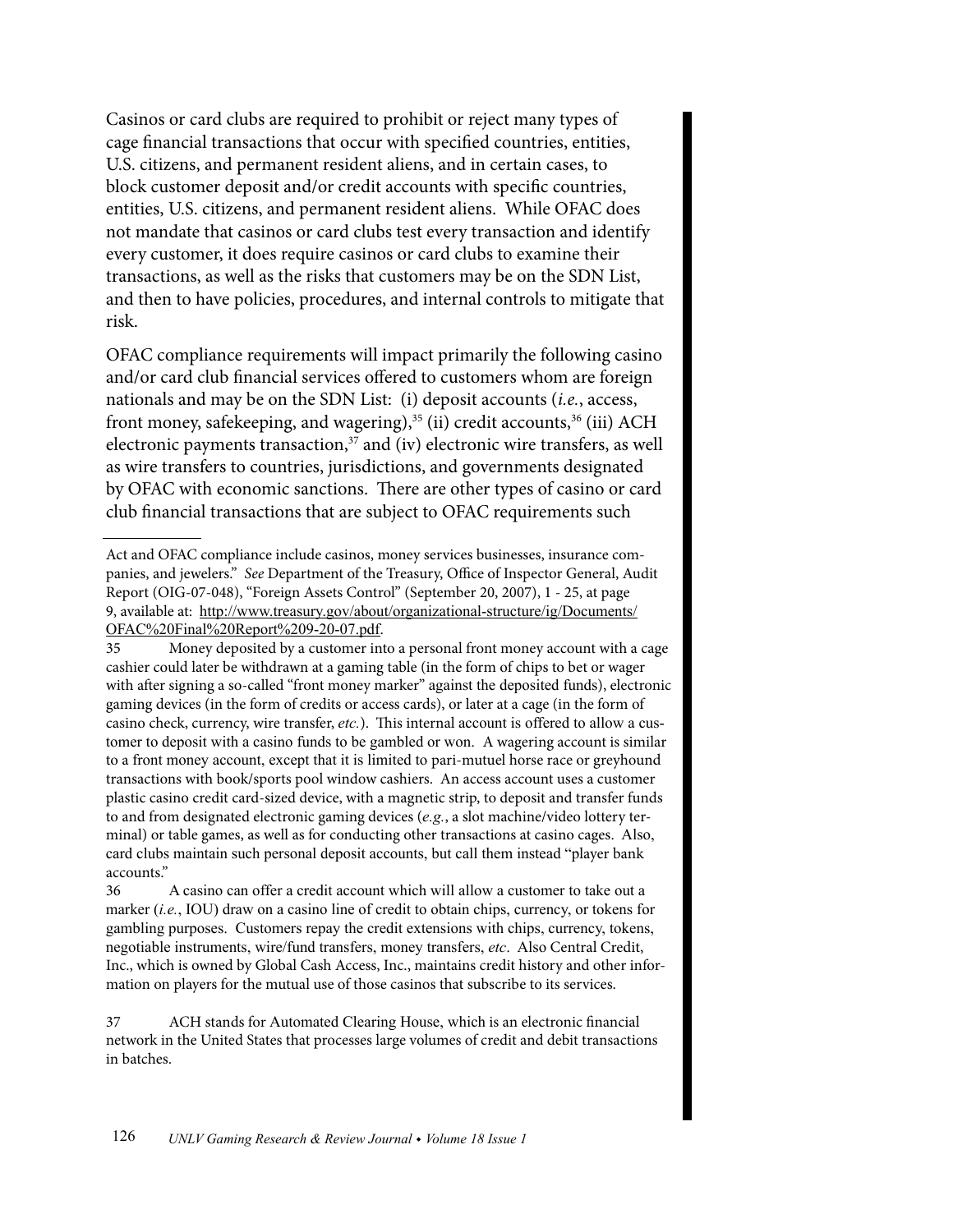Casinos or card clubs are required to prohibit or reject many types of cage financial transactions that occur with specified countries, entities, U.S. citizens, and permanent resident aliens, and in certain cases, to block customer deposit and/or credit accounts with specific countries, entities, U.S. citizens, and permanent resident aliens. While OFAC does not mandate that casinos or card clubs test every transaction and identify every customer, it does require casinos or card clubs to examine their transactions, as well as the risks that customers may be on the SDN List, and then to have policies, procedures, and internal controls to mitigate that risk.

OFAC compliance requirements will impact primarily the following casino and/or card club financial services offered to customers whom are foreign nationals and may be on the SDN List: (i) deposit accounts (*i.e.*, access, front money, safekeeping, and wagering),[35] (ii) credit accounts,[36] (iii) ACH electronic payments transaction,[37] and (iv) electronic wire transfers, as well as wire transfers to countries, jurisdictions, and governments designated by OFAC with economic sanctions. There are other types of casino or card club financial transactions that are subject to OFAC requirements such

---

Act and OFAC compliance include casinos, money services businesses, insurance companies, and jewelers." *See* Department of the Treasury, Office of Inspector General, Audit Report (OIG-07-048), "Foreign Assets Control" (September 20, 2007), 1 - 25, at page 9, available at: http://www.treasury.gov/about/organizational-structure/ig/Documents/OFAC%20Final%20Report%209-20-07.pdf.

35 Money deposited by a customer into a personal front money account with a cage cashier could later be withdrawn at a gaming table (in the form of chips to bet or wager with after signing a so-called "front money marker" against the deposited funds), electronic gaming devices (in the form of credits or access cards), or later at a cage (in the form of casino check, currency, wire transfer, *etc.*). This internal account is offered to allow a customer to deposit with a casino funds to be gambled or won. A wagering account is similar to a front money account, except that it is limited to pari-mutuel horse race or greyhound transactions with book/sports pool window cashiers. An access account uses a customer plastic casino credit card-sized device, with a magnetic strip, to deposit and transfer funds to and from designated electronic gaming devices (*e.g.*, a slot machine/video lottery terminal) or table games, as well as for conducting other transactions at casino cages. Also, card clubs maintain such personal deposit accounts, but call them instead "player bank accounts."

36 A casino can offer a credit account which will allow a customer to take out a marker (*i.e.*, IOU) draw on a casino line of credit to obtain chips, currency, or tokens for gambling purposes. Customers repay the credit extensions with chips, currency, tokens, negotiable instruments, wire/fund transfers, money transfers, *etc*. Also Central Credit, Inc., which is owned by Global Cash Access, Inc., maintains credit history and other information on players for the mutual use of those casinos that subscribe to its services.

37 ACH stands for Automated Clearing House, which is an electronic financial network in the United States that processes large volumes of credit and debit transactions in batches.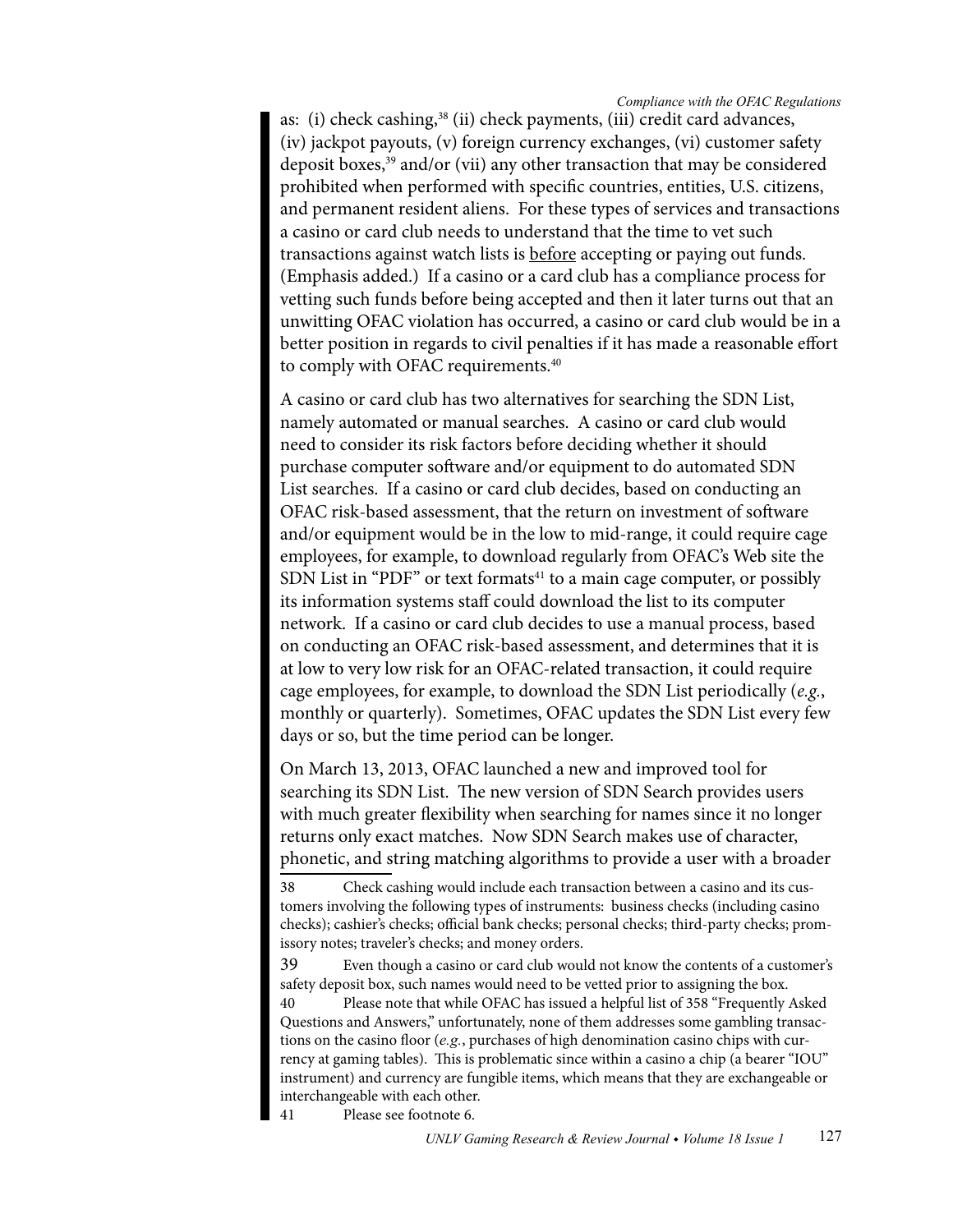as: (i) check cashing,[38] (ii) check payments, (iii) credit card advances, (iv) jackpot payouts, (v) foreign currency exchanges, (vi) customer safety deposit boxes,[39] and/or (vii) any other transaction that may be considered prohibited when performed with specific countries, entities, U.S. citizens, and permanent resident aliens. For these types of services and transactions a casino or card club needs to understand that the time to vet such transactions against watch lists is <u>before</u> accepting or paying out funds. (Emphasis added.) If a casino or a card club has a compliance process for vetting such funds before being accepted and then it later turns out that an unwitting OFAC violation has occurred, a casino or card club would be in a better position in regards to civil penalties if it has made a reasonable effort to comply with OFAC requirements.[40]

A casino or card club has two alternatives for searching the SDN List, namely automated or manual searches. A casino or card club would need to consider its risk factors before deciding whether it should purchase computer software and/or equipment to do automated SDN List searches. If a casino or card club decides, based on conducting an OFAC risk-based assessment, that the return on investment of software and/or equipment would be in the low to mid-range, it could require cage employees, for example, to download regularly from OFAC's Web site the SDN List in "PDF" or text formats[41] to a main cage computer, or possibly its information systems staff could download the list to its computer network. If a casino or card club decides to use a manual process, based on conducting an OFAC risk-based assessment, and determines that it is at low to very low risk for an OFAC-related transaction, it could require cage employees, for example, to download the SDN List periodically (*e.g.*, monthly or quarterly). Sometimes, OFAC updates the SDN List every few days or so, but the time period can be longer.

On March 13, 2013, OFAC launched a new and improved tool for searching its SDN List. The new version of SDN Search provides users with much greater flexibility when searching for names since it no longer returns only exact matches. Now SDN Search makes use of character, phonetic, and string matching algorithms to provide a user with a broader

---

38 Check cashing would include each transaction between a casino and its customers involving the following types of instruments: business checks (including casino checks); cashier's checks; official bank checks; personal checks; third-party checks; promissory notes; traveler's checks; and money orders.

39 Even though a casino or card club would not know the contents of a customer's safety deposit box, such names would need to be vetted prior to assigning the box.

40 Please note that while OFAC has issued a helpful list of 358 "Frequently Asked Questions and Answers," unfortunately, none of them addresses some gambling transactions on the casino floor (*e.g.*, purchases of high denomination casino chips with currency at gaming tables). This is problematic since within a casino a chip (a bearer "IOU" instrument) and currency are fungible items, which means that they are exchangeable or interchangeable with each other.

41 Please see footnote 6.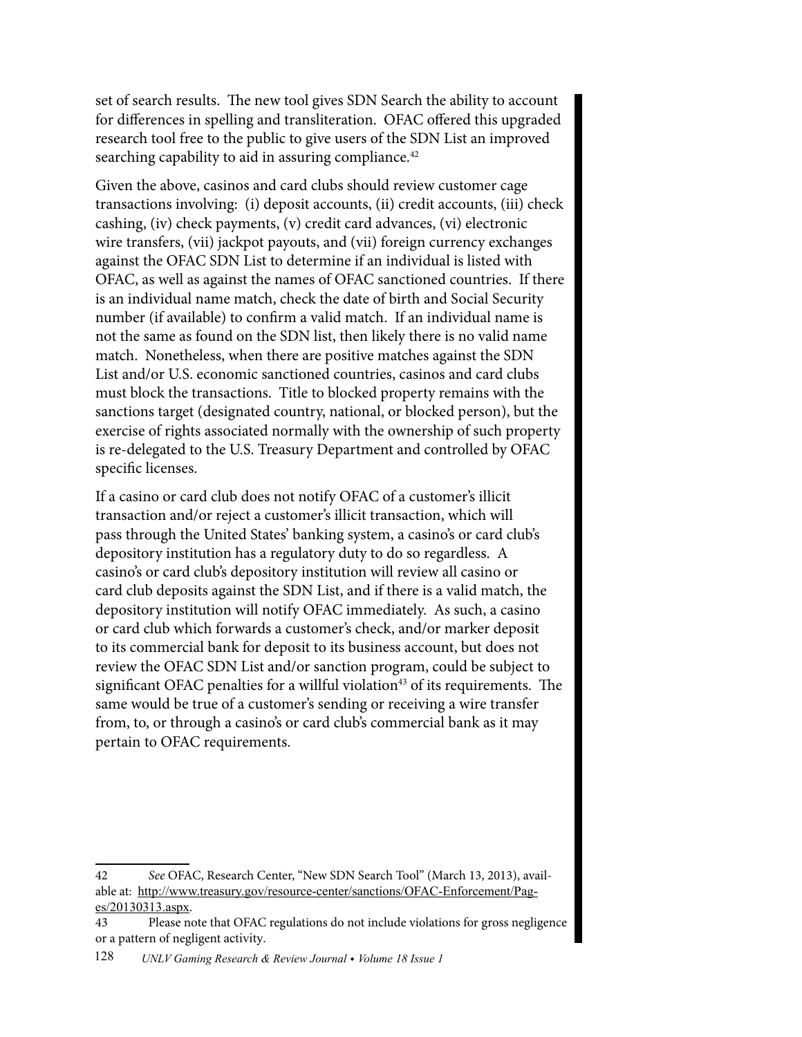set of search results. The new tool gives SDN Search the ability to account for differences in spelling and transliteration. OFAC offered this upgraded research tool free to the public to give users of the SDN List an improved searching capability to aid in assuring compliance.[42]

Given the above, casinos and card clubs should review customer cage transactions involving: (i) deposit accounts, (ii) credit accounts, (iii) check cashing, (iv) check payments, (v) credit card advances, (vi) electronic wire transfers, (vii) jackpot payouts, and (vii) foreign currency exchanges against the OFAC SDN List to determine if an individual is listed with OFAC, as well as against the names of OFAC sanctioned countries. If there is an individual name match, check the date of birth and Social Security number (if available) to confirm a valid match. If an individual name is not the same as found on the SDN list, then likely there is no valid name match. Nonetheless, when there are positive matches against the SDN List and/or U.S. economic sanctioned countries, casinos and card clubs must block the transactions. Title to blocked property remains with the sanctions target (designated country, national, or blocked person), but the exercise of rights associated normally with the ownership of such property is re-delegated to the U.S. Treasury Department and controlled by OFAC specific licenses.

If a casino or card club does not notify OFAC of a customer's illicit transaction and/or reject a customer's illicit transaction, which will pass through the United States' banking system, a casino's or card club's depository institution has a regulatory duty to do so regardless. A casino's or card club's depository institution will review all casino or card club deposits against the SDN List, and if there is a valid match, the depository institution will notify OFAC immediately. As such, a casino or card club which forwards a customer's check, and/or marker deposit to its commercial bank for deposit to its business account, but does not review the OFAC SDN List and/or sanction program, could be subject to significant OFAC penalties for a willful violation[43] of its requirements. The same would be true of a customer's sending or receiving a wire transfer from, to, or through a casino's or card club's commercial bank as it may pertain to OFAC requirements.

---

42 *See* OFAC, Research Center, "New SDN Search Tool" (March 13, 2013), available at: http://www.treasury.gov/resource-center/sanctions/OFAC-Enforcement/Pages/20130313.aspx.

43 Please note that OFAC regulations do not include violations for gross negligence or a pattern of negligent activity.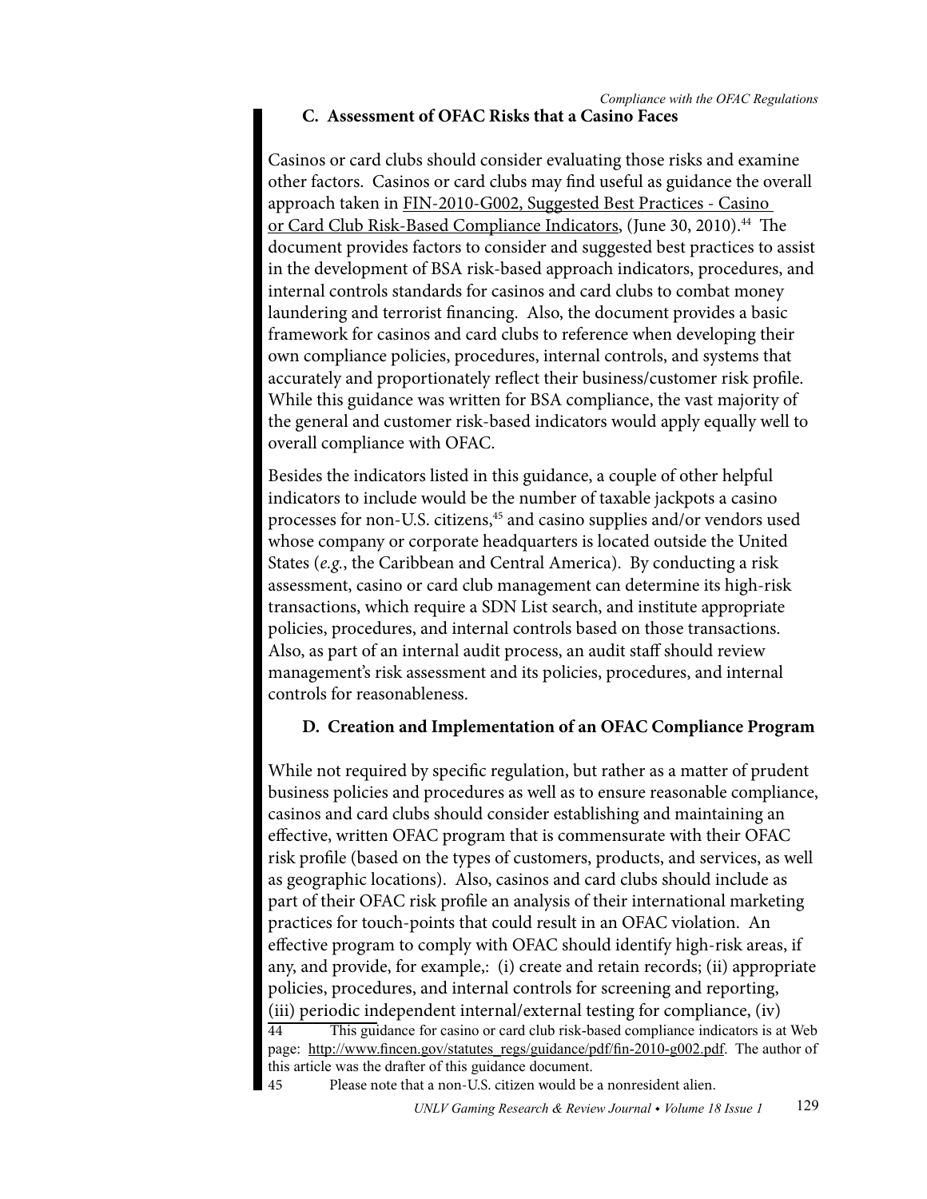### C. Assessment of OFAC Risks that a Casino Faces

Casinos or card clubs should consider evaluating those risks and examine other factors. Casinos or card clubs may find useful as guidance the overall approach taken in FIN-2010-G002, Suggested Best Practices - Casino or Card Club Risk-Based Compliance Indicators, (June 30, 2010).[44] The document provides factors to consider and suggested best practices to assist in the development of BSA risk-based approach indicators, procedures, and internal controls standards for casinos and card clubs to combat money laundering and terrorist financing. Also, the document provides a basic framework for casinos and card clubs to reference when developing their own compliance policies, procedures, internal controls, and systems that accurately and proportionately reflect their business/customer risk profile. While this guidance was written for BSA compliance, the vast majority of the general and customer risk-based indicators would apply equally well to overall compliance with OFAC.

Besides the indicators listed in this guidance, a couple of other helpful indicators to include would be the number of taxable jackpots a casino processes for non-U.S. citizens,[45] and casino supplies and/or vendors used whose company or corporate headquarters is located outside the United States (*e.g.*, the Caribbean and Central America). By conducting a risk assessment, casino or card club management can determine its high-risk transactions, which require a SDN List search, and institute appropriate policies, procedures, and internal controls based on those transactions. Also, as part of an internal audit process, an audit staff should review management's risk assessment and its policies, procedures, and internal controls for reasonableness.

### D. Creation and Implementation of an OFAC Compliance Program

While not required by specific regulation, but rather as a matter of prudent business policies and procedures as well as to ensure reasonable compliance, casinos and card clubs should consider establishing and maintaining an effective, written OFAC program that is commensurate with their OFAC risk profile (based on the types of customers, products, and services, as well as geographic locations). Also, casinos and card clubs should include as part of their OFAC risk profile an analysis of their international marketing practices for touch-points that could result in an OFAC violation. An effective program to comply with OFAC should identify high-risk areas, if any, and provide, for example,: (i) create and retain records; (ii) appropriate policies, procedures, and internal controls for screening and reporting, (iii) periodic independent internal/external testing for compliance, (iv)

---

44 This guidance for casino or card club risk-based compliance indicators is at Web page: http://www.fincen.gov/statutes_regs/guidance/pdf/fin-2010-g002.pdf. The author of this article was the drafter of this guidance document.

45 Please note that a non-U.S. citizen would be a nonresident alien.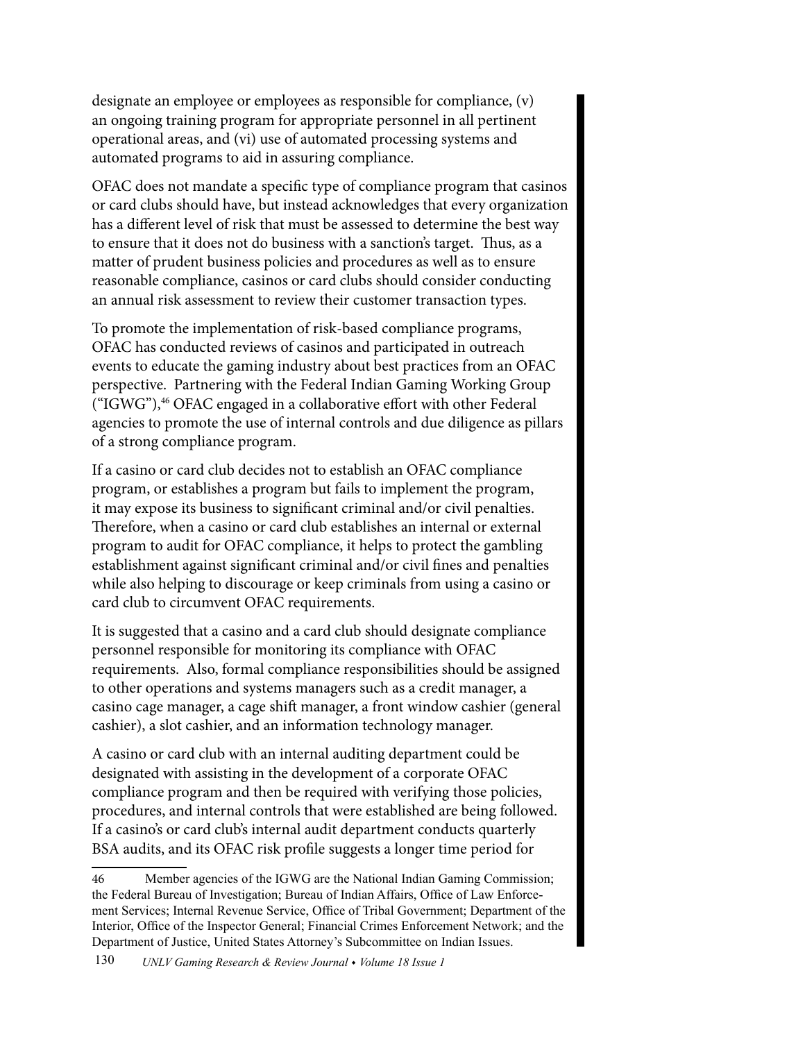designate an employee or employees as responsible for compliance, (v) an ongoing training program for appropriate personnel in all pertinent operational areas, and (vi) use of automated processing systems and automated programs to aid in assuring compliance.

OFAC does not mandate a specific type of compliance program that casinos or card clubs should have, but instead acknowledges that every organization has a different level of risk that must be assessed to determine the best way to ensure that it does not do business with a sanction's target. Thus, as a matter of prudent business policies and procedures as well as to ensure reasonable compliance, casinos or card clubs should consider conducting an annual risk assessment to review their customer transaction types.

To promote the implementation of risk-based compliance programs, OFAC has conducted reviews of casinos and participated in outreach events to educate the gaming industry about best practices from an OFAC perspective. Partnering with the Federal Indian Gaming Working Group ("IGWG"),[46] OFAC engaged in a collaborative effort with other Federal agencies to promote the use of internal controls and due diligence as pillars of a strong compliance program.

If a casino or card club decides not to establish an OFAC compliance program, or establishes a program but fails to implement the program, it may expose its business to significant criminal and/or civil penalties. Therefore, when a casino or card club establishes an internal or external program to audit for OFAC compliance, it helps to protect the gambling establishment against significant criminal and/or civil fines and penalties while also helping to discourage or keep criminals from using a casino or card club to circumvent OFAC requirements.

It is suggested that a casino and a card club should designate compliance personnel responsible for monitoring its compliance with OFAC requirements. Also, formal compliance responsibilities should be assigned to other operations and systems managers such as a credit manager, a casino cage manager, a cage shift manager, a front window cashier (general cashier), a slot cashier, and an information technology manager.

A casino or card club with an internal auditing department could be designated with assisting in the development of a corporate OFAC compliance program and then be required with verifying those policies, procedures, and internal controls that were established are being followed. If a casino's or card club's internal audit department conducts quarterly BSA audits, and its OFAC risk profile suggests a longer time period for

46 Member agencies of the IGWG are the National Indian Gaming Commission; the Federal Bureau of Investigation; Bureau of Indian Affairs, Office of Law Enforcement Services; Internal Revenue Service, Office of Tribal Government; Department of the Interior, Office of the Inspector General; Financial Crimes Enforcement Network; and the Department of Justice, United States Attorney's Subcommittee on Indian Issues.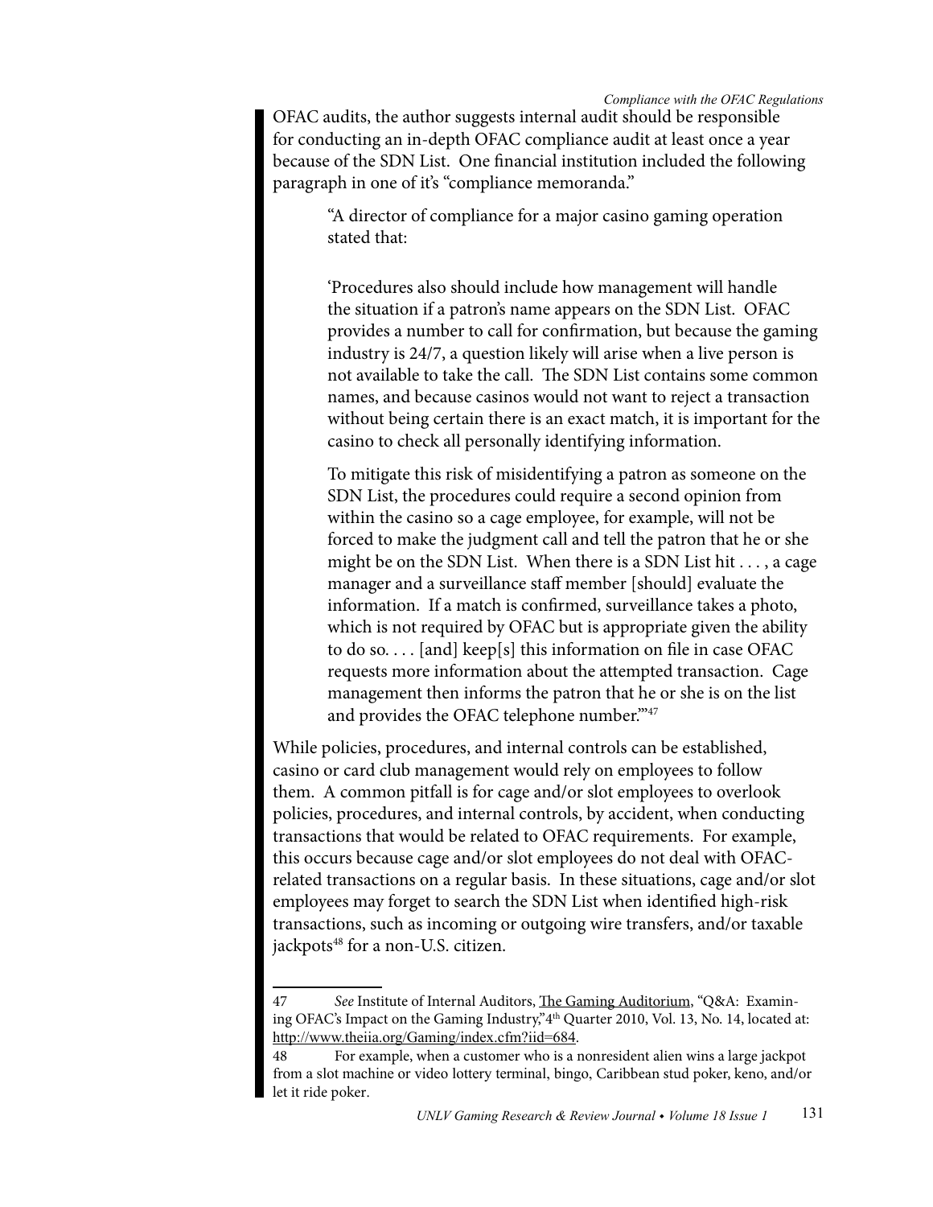OFAC audits, the author suggests internal audit should be responsible for conducting an in-depth OFAC compliance audit at least once a year because of the SDN List. One financial institution included the following paragraph in one of it's "compliance memoranda."

> "A director of compliance for a major casino gaming operation stated that:
>
> 'Procedures also should include how management will handle the situation if a patron's name appears on the SDN List. OFAC provides a number to call for confirmation, but because the gaming industry is 24/7, a question likely will arise when a live person is not available to take the call. The SDN List contains some common names, and because casinos would not want to reject a transaction without being certain there is an exact match, it is important for the casino to check all personally identifying information.
>
> To mitigate this risk of misidentifying a patron as someone on the SDN List, the procedures could require a second opinion from within the casino so a cage employee, for example, will not be forced to make the judgment call and tell the patron that he or she might be on the SDN List. When there is a SDN List hit . . . , a cage manager and a surveillance staff member [should] evaluate the information. If a match is confirmed, surveillance takes a photo, which is not required by OFAC but is appropriate given the ability to do so. . . . [and] keep[s] this information on file in case OFAC requests more information about the attempted transaction. Cage management then informs the patron that he or she is on the list and provides the OFAC telephone number.'"[47]

While policies, procedures, and internal controls can be established, casino or card club management would rely on employees to follow them. A common pitfall is for cage and/or slot employees to overlook policies, procedures, and internal controls, by accident, when conducting transactions that would be related to OFAC requirements. For example, this occurs because cage and/or slot employees do not deal with OFAC-related transactions on a regular basis. In these situations, cage and/or slot employees may forget to search the SDN List when identified high-risk transactions, such as incoming or outgoing wire transfers, and/or taxable jackpots[48] for a non-U.S. citizen.

---

47 *See* Institute of Internal Auditors, The Gaming Auditorium, "Q&A: Examining OFAC's Impact on the Gaming Industry," 4th Quarter 2010, Vol. 13, No. 14, located at: http://www.theiia.org/Gaming/index.cfm?iid=684.

48 For example, when a customer who is a nonresident alien wins a large jackpot from a slot machine or video lottery terminal, bingo, Caribbean stud poker, keno, and/or let it ride poker.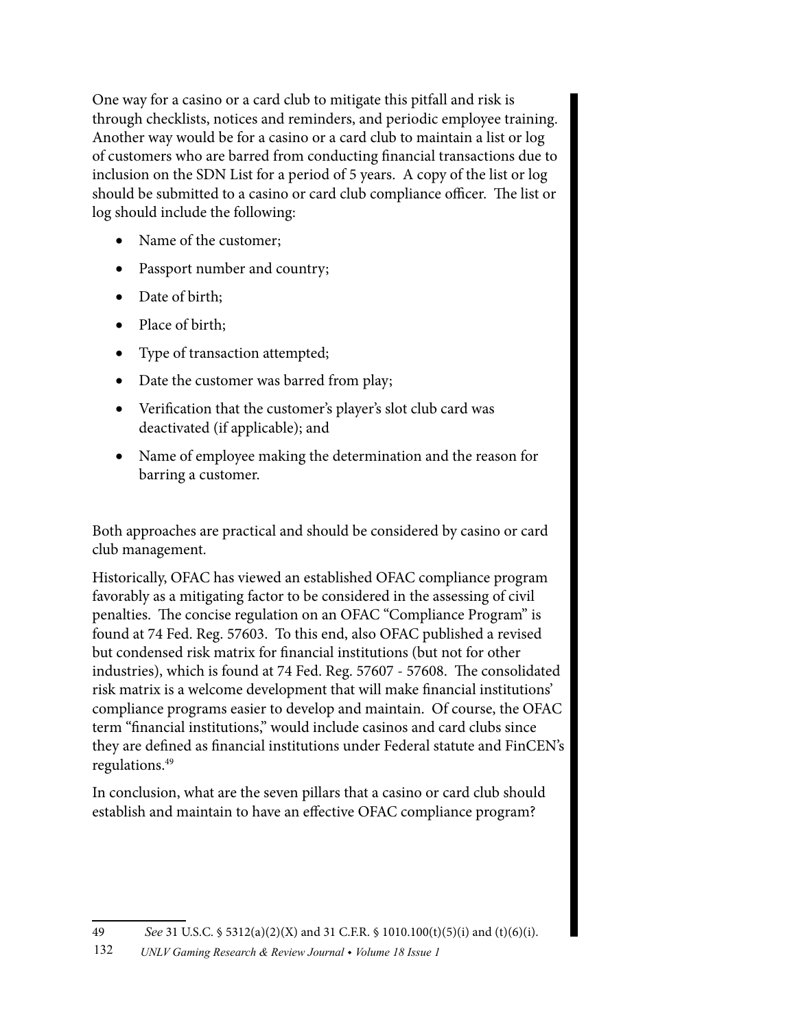One way for a casino or a card club to mitigate this pitfall and risk is through checklists, notices and reminders, and periodic employee training. Another way would be for a casino or a card club to maintain a list or log of customers who are barred from conducting financial transactions due to inclusion on the SDN List for a period of 5 years. A copy of the list or log should be submitted to a casino or card club compliance officer. The list or log should include the following:

- Name of the customer;
- Passport number and country;
- Date of birth;
- Place of birth;
- Type of transaction attempted;
- Date the customer was barred from play;
- Verification that the customer's player's slot club card was deactivated (if applicable); and
- Name of employee making the determination and the reason for barring a customer.

Both approaches are practical and should be considered by casino or card club management.

Historically, OFAC has viewed an established OFAC compliance program favorably as a mitigating factor to be considered in the assessing of civil penalties. The concise regulation on an OFAC "Compliance Program" is found at 74 Fed. Reg. 57603. To this end, also OFAC published a revised but condensed risk matrix for financial institutions (but not for other industries), which is found at 74 Fed. Reg. 57607 - 57608. The consolidated risk matrix is a welcome development that will make financial institutions' compliance programs easier to develop and maintain. Of course, the OFAC term "financial institutions," would include casinos and card clubs since they are defined as financial institutions under Federal statute and FinCEN's regulations.[49]

In conclusion, what are the seven pillars that a casino or card club should establish and maintain to have an effective OFAC compliance program?

---

[49] *See* 31 U.S.C. § 5312(a)(2)(X) and 31 C.F.R. § 1010.100(t)(5)(i) and (t)(6)(i).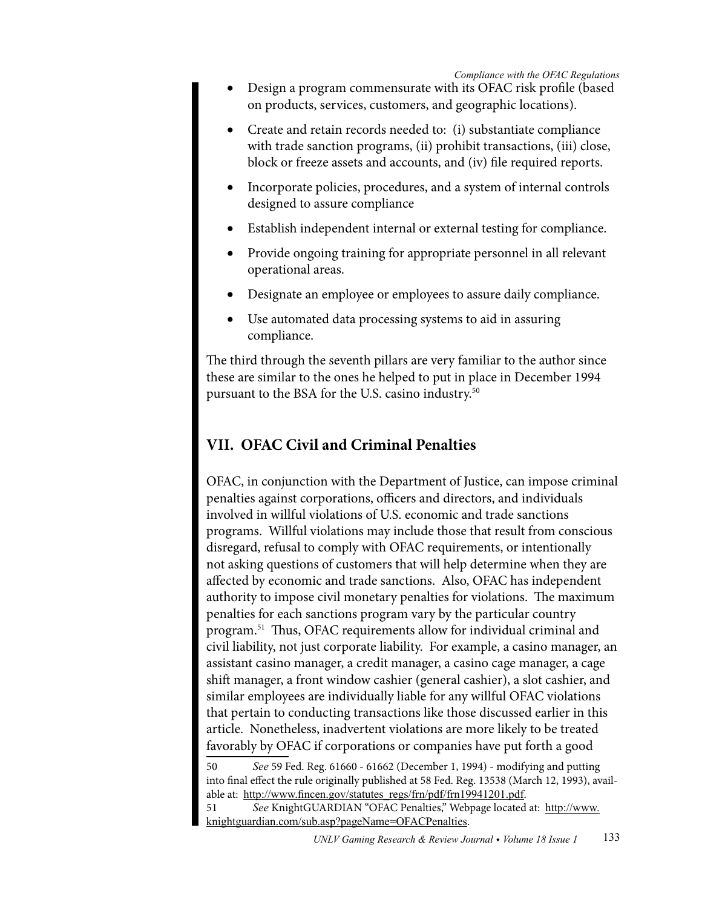- Design a program commensurate with its OFAC risk profile (based on products, services, customers, and geographic locations).
- Create and retain records needed to: (i) substantiate compliance with trade sanction programs, (ii) prohibit transactions, (iii) close, block or freeze assets and accounts, and (iv) file required reports.
- Incorporate policies, procedures, and a system of internal controls designed to assure compliance
- Establish independent internal or external testing for compliance.
- Provide ongoing training for appropriate personnel in all relevant operational areas.
- Designate an employee or employees to assure daily compliance.
- Use automated data processing systems to aid in assuring compliance.

The third through the seventh pillars are very familiar to the author since these are similar to the ones he helped to put in place in December 1994 pursuant to the BSA for the U.S. casino industry.[50]

## VII. OFAC Civil and Criminal Penalties

OFAC, in conjunction with the Department of Justice, can impose criminal penalties against corporations, officers and directors, and individuals involved in willful violations of U.S. economic and trade sanctions programs. Willful violations may include those that result from conscious disregard, refusal to comply with OFAC requirements, or intentionally not asking questions of customers that will help determine when they are affected by economic and trade sanctions. Also, OFAC has independent authority to impose civil monetary penalties for violations. The maximum penalties for each sanctions program vary by the particular country program.[51] Thus, OFAC requirements allow for individual criminal and civil liability, not just corporate liability. For example, a casino manager, an assistant casino manager, a credit manager, a casino cage manager, a cage shift manager, a front window cashier (general cashier), a slot cashier, and similar employees are individually liable for any willful OFAC violations that pertain to conducting transactions like those discussed earlier in this article. Nonetheless, inadvertent violations are more likely to be treated favorably by OFAC if corporations or companies have put forth a good

---

50 *See* 59 Fed. Reg. 61660 - 61662 (December 1, 1994) - modifying and putting into final effect the rule originally published at 58 Fed. Reg. 13538 (March 12, 1993), available at: http://www.fincen.gov/statutes_regs/frn/pdf/frn19941201.pdf.

51 *See* KnightGUARDIAN "OFAC Penalties," Webpage located at: http://www.knightguardian.com/sub.asp?pageName=OFACPenalties.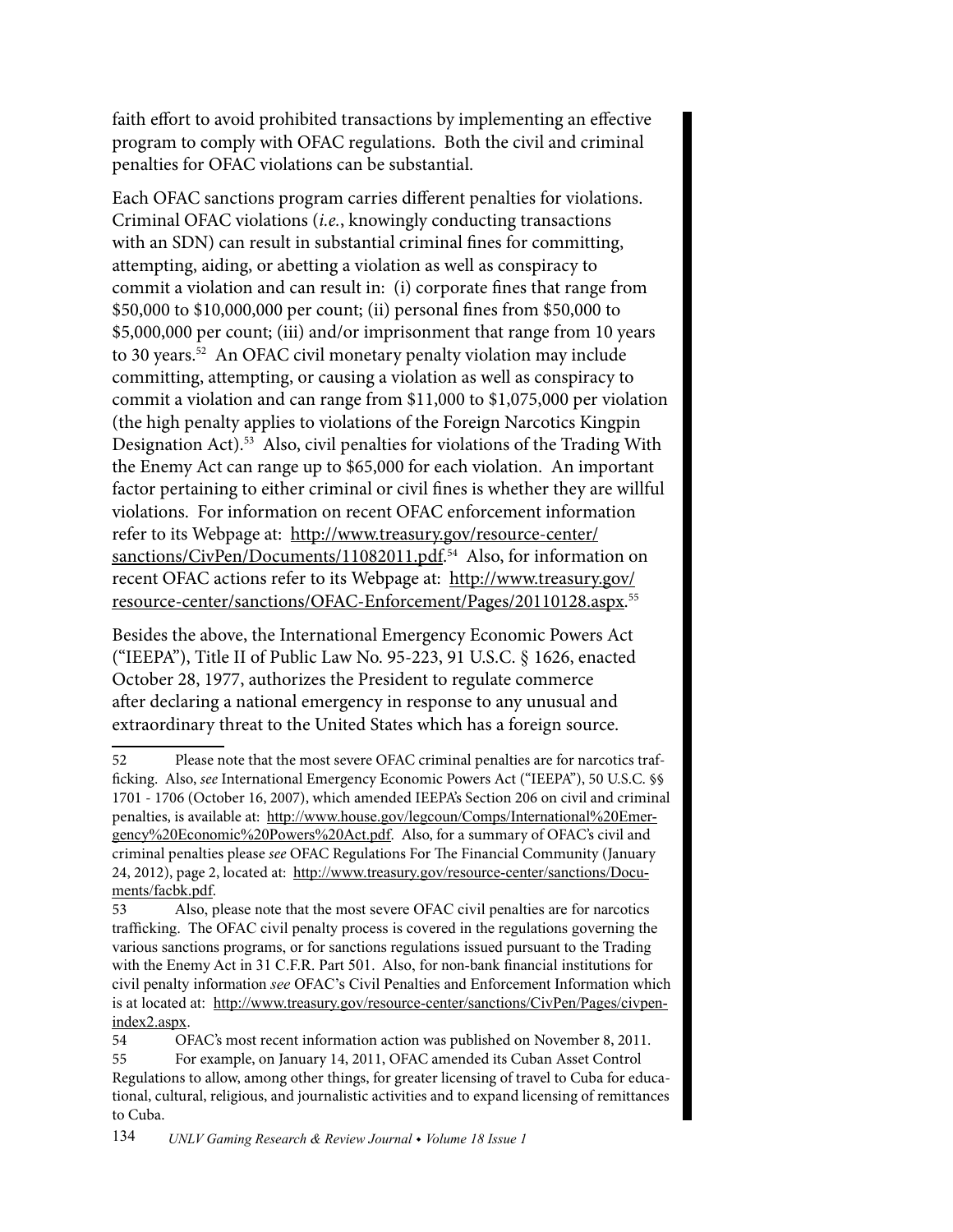faith effort to avoid prohibited transactions by implementing an effective program to comply with OFAC regulations. Both the civil and criminal penalties for OFAC violations can be substantial.

Each OFAC sanctions program carries different penalties for violations. Criminal OFAC violations (*i.e.*, knowingly conducting transactions with an SDN) can result in substantial criminal fines for committing, attempting, aiding, or abetting a violation as well as conspiracy to commit a violation and can result in: (i) corporate fines that range from \$50,000 to \$10,000,000 per count; (ii) personal fines from \$50,000 to \$5,000,000 per count; (iii) and/or imprisonment that range from 10 years to 30 years.[52] An OFAC civil monetary penalty violation may include committing, attempting, or causing a violation as well as conspiracy to commit a violation and can range from \$11,000 to \$1,075,000 per violation (the high penalty applies to violations of the Foreign Narcotics Kingpin Designation Act).[53] Also, civil penalties for violations of the Trading With the Enemy Act can range up to \$65,000 for each violation. An important factor pertaining to either criminal or civil fines is whether they are willful violations. For information on recent OFAC enforcement information refer to its Webpage at: http://www.treasury.gov/resource-center/sanctions/CivPen/Documents/11082011.pdf.[54] Also, for information on recent OFAC actions refer to its Webpage at: http://www.treasury.gov/resource-center/sanctions/OFAC-Enforcement/Pages/20110128.aspx.[55]

Besides the above, the International Emergency Economic Powers Act ("IEEPA"), Title II of Public Law No. 95-223, 91 U.S.C. § 1626, enacted October 28, 1977, authorizes the President to regulate commerce after declaring a national emergency in response to any unusual and extraordinary threat to the United States which has a foreign source.

---

52 Please note that the most severe OFAC criminal penalties are for narcotics trafficking. Also, *see* International Emergency Economic Powers Act ("IEEPA"), 50 U.S.C. §§ 1701 - 1706 (October 16, 2007), which amended IEEPA's Section 206 on civil and criminal penalties, is available at: http://www.house.gov/legcoun/Comps/International%20Emergency%20Economic%20Powers%20Act.pdf. Also, for a summary of OFAC's civil and criminal penalties please *see* OFAC Regulations For The Financial Community (January 24, 2012), page 2, located at: http://www.treasury.gov/resource-center/sanctions/Documents/facbk.pdf.

53 Also, please note that the most severe OFAC civil penalties are for narcotics trafficking. The OFAC civil penalty process is covered in the regulations governing the various sanctions programs, or for sanctions regulations issued pursuant to the Trading with the Enemy Act in 31 C.F.R. Part 501. Also, for non-bank financial institutions for civil penalty information *see* OFAC's Civil Penalties and Enforcement Information which is at located at: http://www.treasury.gov/resource-center/sanctions/CivPen/Pages/civpen-index2.aspx.

54 OFAC's most recent information action was published on November 8, 2011.

55 For example, on January 14, 2011, OFAC amended its Cuban Asset Control Regulations to allow, among other things, for greater licensing of travel to Cuba for educational, cultural, religious, and journalistic activities and to expand licensing of remittances to Cuba.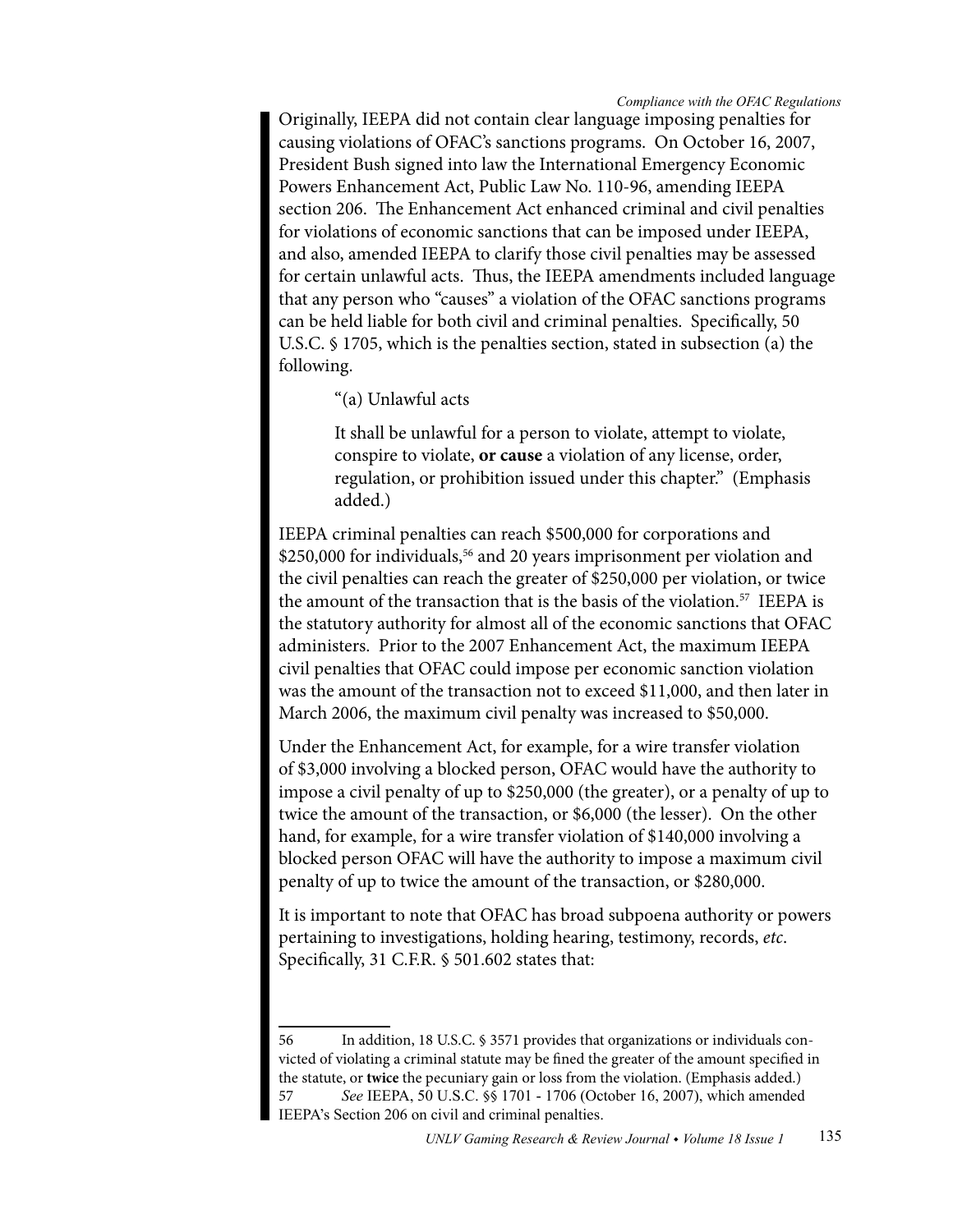Originally, IEEPA did not contain clear language imposing penalties for causing violations of OFAC's sanctions programs. On October 16, 2007, President Bush signed into law the International Emergency Economic Powers Enhancement Act, Public Law No. 110-96, amending IEEPA section 206. The Enhancement Act enhanced criminal and civil penalties for violations of economic sanctions that can be imposed under IEEPA, and also, amended IEEPA to clarify those civil penalties may be assessed for certain unlawful acts. Thus, the IEEPA amendments included language that any person who "causes" a violation of the OFAC sanctions programs can be held liable for both civil and criminal penalties. Specifically, 50 U.S.C. § 1705, which is the penalties section, stated in subsection (a) the following.

> "(a) Unlawful acts
>
> It shall be unlawful for a person to violate, attempt to violate, conspire to violate, **or cause** a violation of any license, order, regulation, or prohibition issued under this chapter." (Emphasis added.)

IEEPA criminal penalties can reach $500,000 for corporations and $250,000 for individuals,[56] and 20 years imprisonment per violation and the civil penalties can reach the greater of $250,000 per violation, or twice the amount of the transaction that is the basis of the violation.[57] IEEPA is the statutory authority for almost all of the economic sanctions that OFAC administers. Prior to the 2007 Enhancement Act, the maximum IEEPA civil penalties that OFAC could impose per economic sanction violation was the amount of the transaction not to exceed $11,000, and then later in March 2006, the maximum civil penalty was increased to $50,000.

Under the Enhancement Act, for example, for a wire transfer violation of $3,000 involving a blocked person, OFAC would have the authority to impose a civil penalty of up to $250,000 (the greater), or a penalty of up to twice the amount of the transaction, or $6,000 (the lesser). On the other hand, for example, for a wire transfer violation of $140,000 involving a blocked person OFAC will have the authority to impose a maximum civil penalty of up to twice the amount of the transaction, or $280,000.

It is important to note that OFAC has broad subpoena authority or powers pertaining to investigations, holding hearing, testimony, records, *etc*. Specifically, 31 C.F.R. § 501.602 states that:

---

56 In addition, 18 U.S.C. § 3571 provides that organizations or individuals convicted of violating a criminal statute may be fined the greater of the amount specified in the statute, or **twice** the pecuniary gain or loss from the violation. (Emphasis added.)

57 *See* IEEPA, 50 U.S.C. §§ 1701 - 1706 (October 16, 2007), which amended IEEPA's Section 206 on civil and criminal penalties.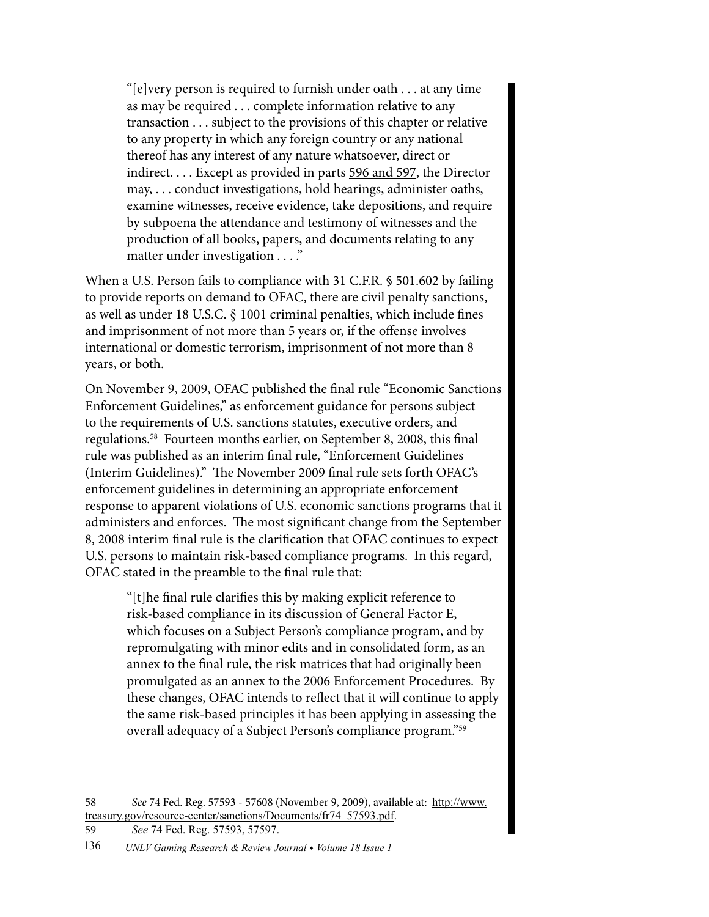> "[e]very person is required to furnish under oath . . . at any time as may be required . . . complete information relative to any transaction . . . subject to the provisions of this chapter or relative to any property in which any foreign country or any national thereof has any interest of any nature whatsoever, direct or indirect. . . . Except as provided in parts 596 and 597, the Director may, . . . conduct investigations, hold hearings, administer oaths, examine witnesses, receive evidence, take depositions, and require by subpoena the attendance and testimony of witnesses and the production of all books, papers, and documents relating to any matter under investigation . . . ."

When a U.S. Person fails to compliance with 31 C.F.R. § 501.602 by failing to provide reports on demand to OFAC, there are civil penalty sanctions, as well as under 18 U.S.C. § 1001 criminal penalties, which include fines and imprisonment of not more than 5 years or, if the offense involves international or domestic terrorism, imprisonment of not more than 8 years, or both.

On November 9, 2009, OFAC published the final rule "Economic Sanctions Enforcement Guidelines," as enforcement guidance for persons subject to the requirements of U.S. sanctions statutes, executive orders, and regulations.[58] Fourteen months earlier, on September 8, 2008, this final rule was published as an interim final rule, "Enforcement Guidelines (Interim Guidelines)." The November 2009 final rule sets forth OFAC's enforcement guidelines in determining an appropriate enforcement response to apparent violations of U.S. economic sanctions programs that it administers and enforces. The most significant change from the September 8, 2008 interim final rule is the clarification that OFAC continues to expect U.S. persons to maintain risk-based compliance programs. In this regard, OFAC stated in the preamble to the final rule that:

> "[t]he final rule clarifies this by making explicit reference to risk-based compliance in its discussion of General Factor E, which focuses on a Subject Person's compliance program, and by repromulgating with minor edits and in consolidated form, as an annex to the final rule, the risk matrices that had originally been promulgated as an annex to the 2006 Enforcement Procedures. By these changes, OFAC intends to reflect that it will continue to apply the same risk-based principles it has been applying in assessing the overall adequacy of a Subject Person's compliance program."[59]

---

58 *See* 74 Fed. Reg. 57593 - 57608 (November 9, 2009), available at: http://www.treasury.gov/resource-center/sanctions/Documents/fr74_57593.pdf.

59 *See* 74 Fed. Reg. 57593, 57597.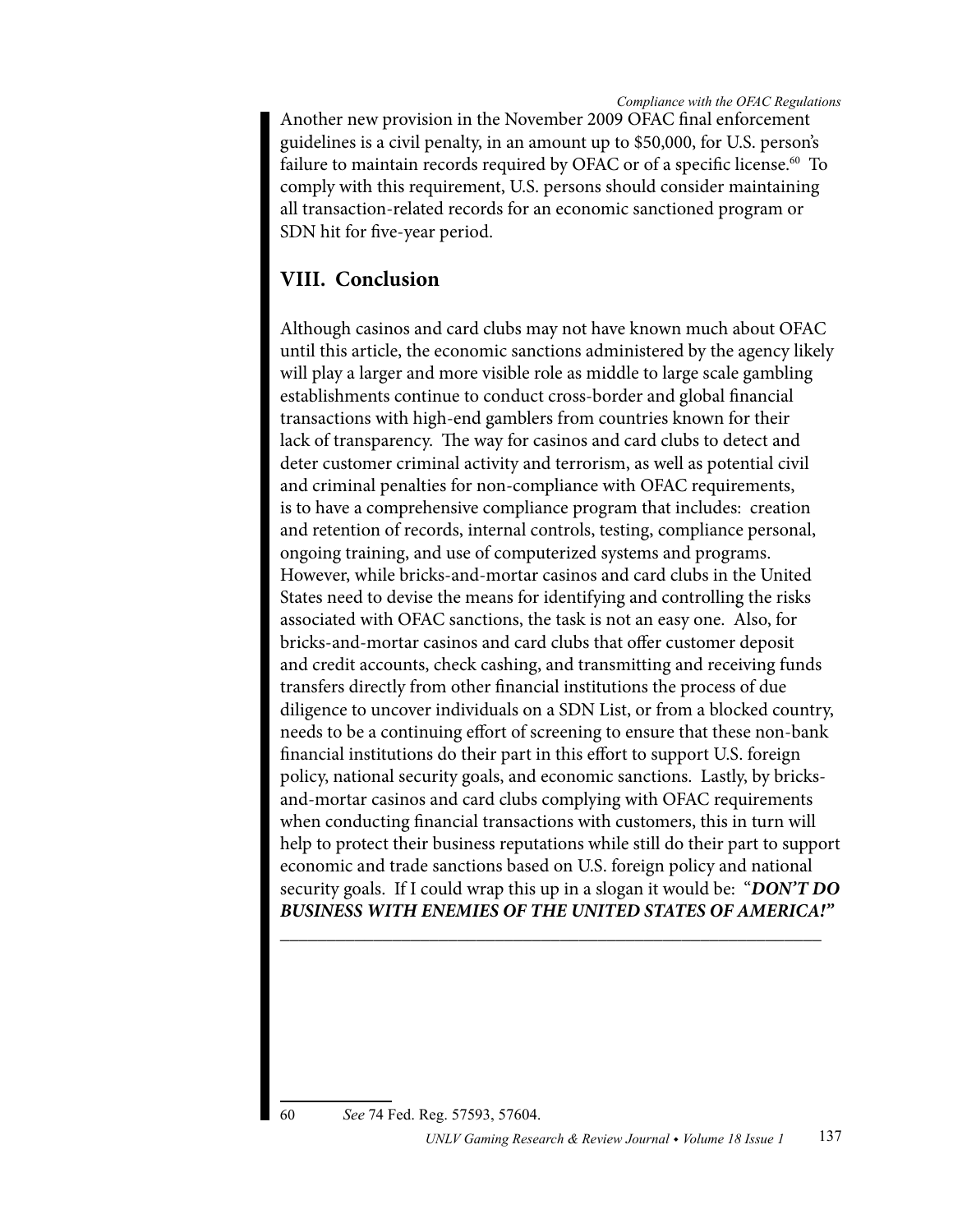Another new provision in the November 2009 OFAC final enforcement guidelines is a civil penalty, in an amount up to $50,000, for U.S. person's failure to maintain records required by OFAC or of a specific license.[60] To comply with this requirement, U.S. persons should consider maintaining all transaction-related records for an economic sanctioned program or SDN hit for five-year period.

## VIII. Conclusion

Although casinos and card clubs may not have known much about OFAC until this article, the economic sanctions administered by the agency likely will play a larger and more visible role as middle to large scale gambling establishments continue to conduct cross-border and global financial transactions with high-end gamblers from countries known for their lack of transparency. The way for casinos and card clubs to detect and deter customer criminal activity and terrorism, as well as potential civil and criminal penalties for non-compliance with OFAC requirements, is to have a comprehensive compliance program that includes: creation and retention of records, internal controls, testing, compliance personal, ongoing training, and use of computerized systems and programs. However, while bricks-and-mortar casinos and card clubs in the United States need to devise the means for identifying and controlling the risks associated with OFAC sanctions, the task is not an easy one. Also, for bricks-and-mortar casinos and card clubs that offer customer deposit and credit accounts, check cashing, and transmitting and receiving funds transfers directly from other financial institutions the process of due diligence to uncover individuals on a SDN List, or from a blocked country, needs to be a continuing effort of screening to ensure that these non-bank financial institutions do their part in this effort to support U.S. foreign policy, national security goals, and economic sanctions. Lastly, by bricks-and-mortar casinos and card clubs complying with OFAC requirements when conducting financial transactions with customers, this in turn will help to protect their business reputations while still do their part to support economic and trade sanctions based on U.S. foreign policy and national security goals. If I could wrap this up in a slogan it would be: "***DON'T DO BUSINESS WITH ENEMIES OF THE UNITED STATES OF AMERICA!***"

---

60 *See* 74 Fed. Reg. 57593, 57604.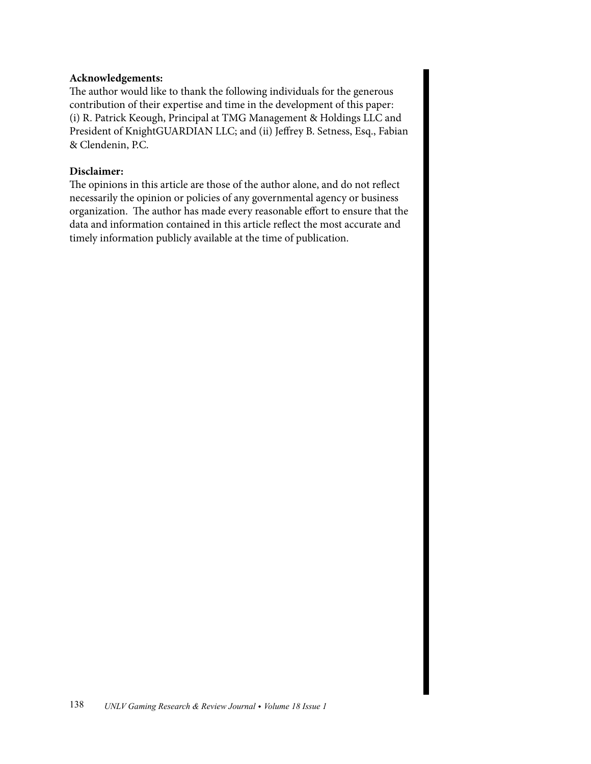**Acknowledgements:**

The author would like to thank the following individuals for the generous contribution of their expertise and time in the development of this paper: (i) R. Patrick Keough, Principal at TMG Management & Holdings LLC and President of KnightGUARDIAN LLC; and (ii) Jeffrey B. Setness, Esq., Fabian & Clendenin, P.C.

**Disclaimer:**

The opinions in this article are those of the author alone, and do not reflect necessarily the opinion or policies of any governmental agency or business organization. The author has made every reasonable effort to ensure that the data and information contained in this article reflect the most accurate and timely information publicly available at the time of publication.